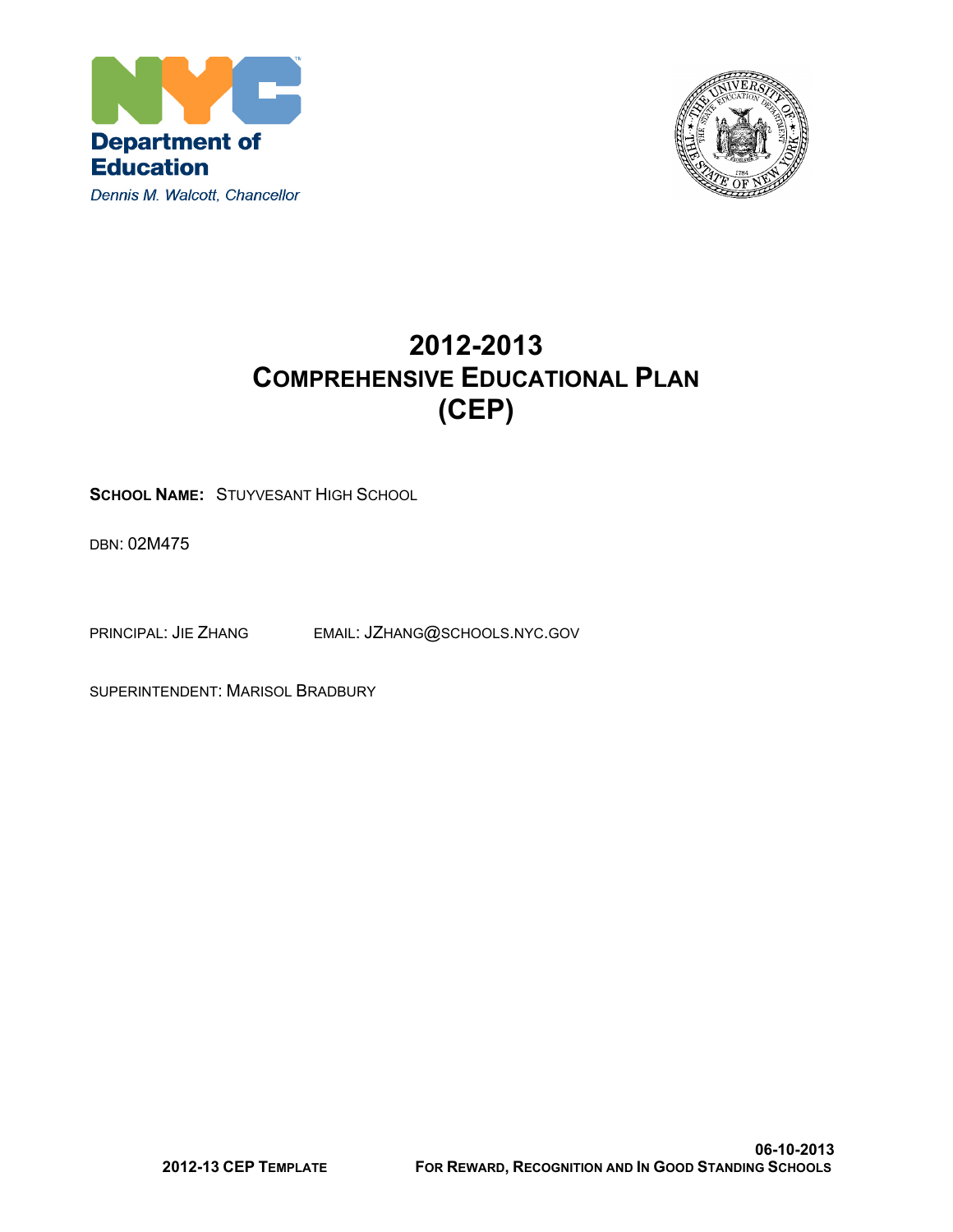Department of Education

*Dennis M. Walcott, Chancellor*

# 2012-2013
# COMPREHENSIVE EDUCATIONAL PLAN
# (CEP)

**SCHOOL NAME:** STUYVESANT HIGH SCHOOL

DBN: 02M475

PRINCIPAL: JIE ZHANG EMAIL: JZHANG@SCHOOLS.NYC.GOV

SUPERINTENDENT: MARISOL BRADBURY

**2012-13 CEP TEMPLATE**

**06-10-2013**
**FOR REWARD, RECOGNITION AND IN GOOD STANDING SCHOOLS**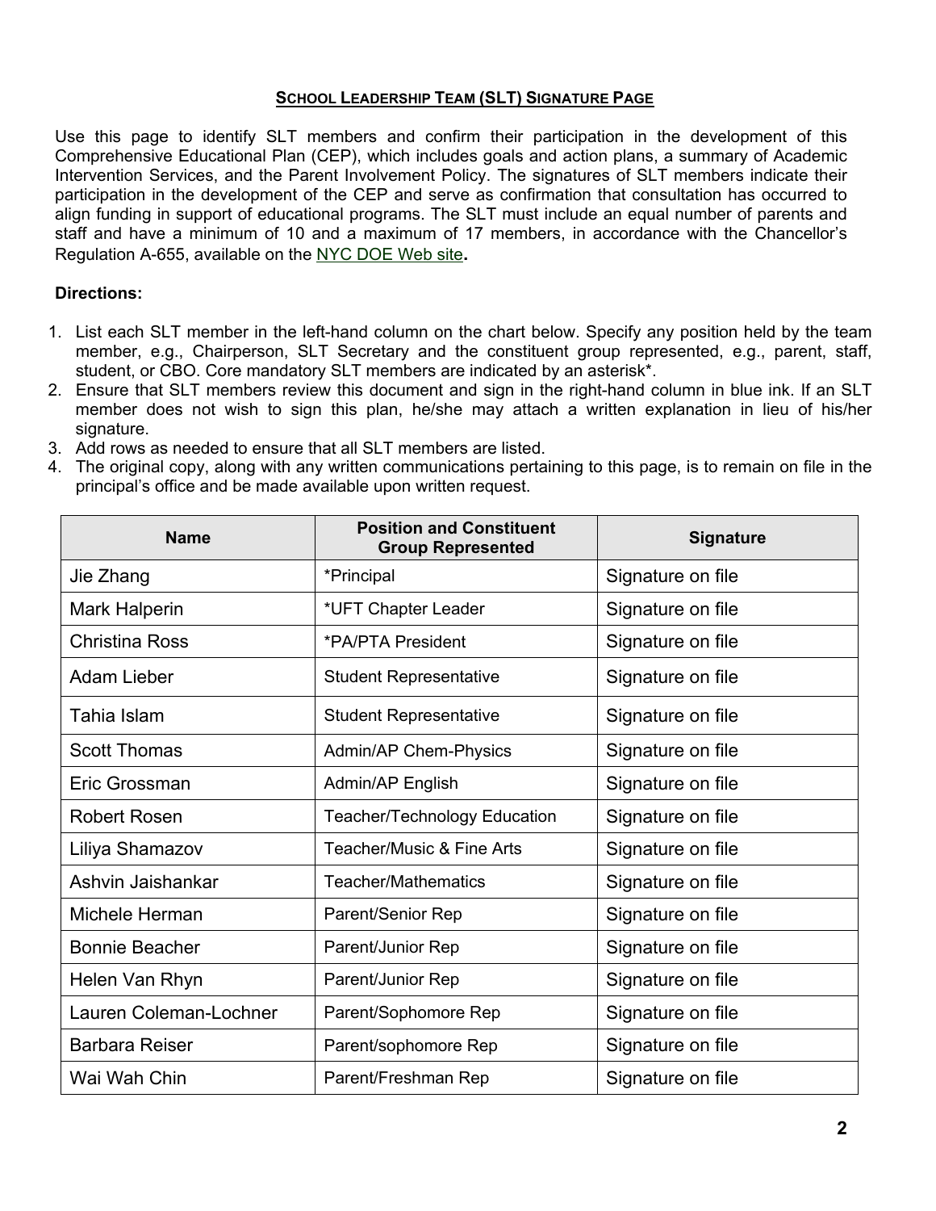## School Leadership Team (SLT) Signature Page

Use this page to identify SLT members and confirm their participation in the development of this Comprehensive Educational Plan (CEP), which includes goals and action plans, a summary of Academic Intervention Services, and the Parent Involvement Policy. The signatures of SLT members indicate their participation in the development of the CEP and serve as confirmation that consultation has occurred to align funding in support of educational programs. The SLT must include an equal number of parents and staff and have a minimum of 10 and a maximum of 17 members, in accordance with the Chancellor's Regulation A-655, available on the NYC DOE Web site**.**

**Directions:**

1. List each SLT member in the left-hand column on the chart below. Specify any position held by the team member, e.g., Chairperson, SLT Secretary and the constituent group represented, e.g., parent, staff, student, or CBO. Core mandatory SLT members are indicated by an asterisk*.
2. Ensure that SLT members review this document and sign in the right-hand column in blue ink. If an SLT member does not wish to sign this plan, he/she may attach a written explanation in lieu of his/her signature.
3. Add rows as needed to ensure that all SLT members are listed.
4. The original copy, along with any written communications pertaining to this page, is to remain on file in the principal's office and be made available upon written request.

| Name | Position and Constituent Group Represented | Signature |
|---|---|---|
| Jie Zhang | *Principal | Signature on file |
| Mark Halperin | *UFT Chapter Leader | Signature on file |
| Christina Ross | *PA/PTA President | Signature on file |
| Adam Lieber | Student Representative | Signature on file |
| Tahia Islam | Student Representative | Signature on file |
| Scott Thomas | Admin/AP Chem-Physics | Signature on file |
| Eric Grossman | Admin/AP English | Signature on file |
| Robert Rosen | Teacher/Technology Education | Signature on file |
| Liliya Shamazov | Teacher/Music & Fine Arts | Signature on file |
| Ashvin Jaishankar | Teacher/Mathematics | Signature on file |
| Michele Herman | Parent/Senior Rep | Signature on file |
| Bonnie Beacher | Parent/Junior Rep | Signature on file |
| Helen Van Rhyn | Parent/Junior Rep | Signature on file |
| Lauren Coleman-Lochner | Parent/Sophomore Rep | Signature on file |
| Barbara Reiser | Parent/sophomore Rep | Signature on file |
| Wai Wah Chin | Parent/Freshman Rep | Signature on file |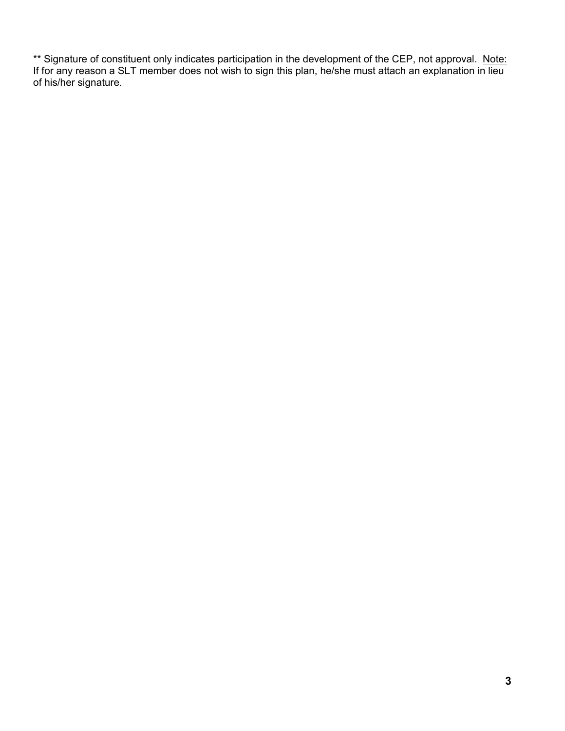** Signature of constituent only indicates participation in the development of the CEP, not approval. <u>Note:</u> If for any reason a SLT member does not wish to sign this plan, he/she must attach an explanation in lieu of his/her signature.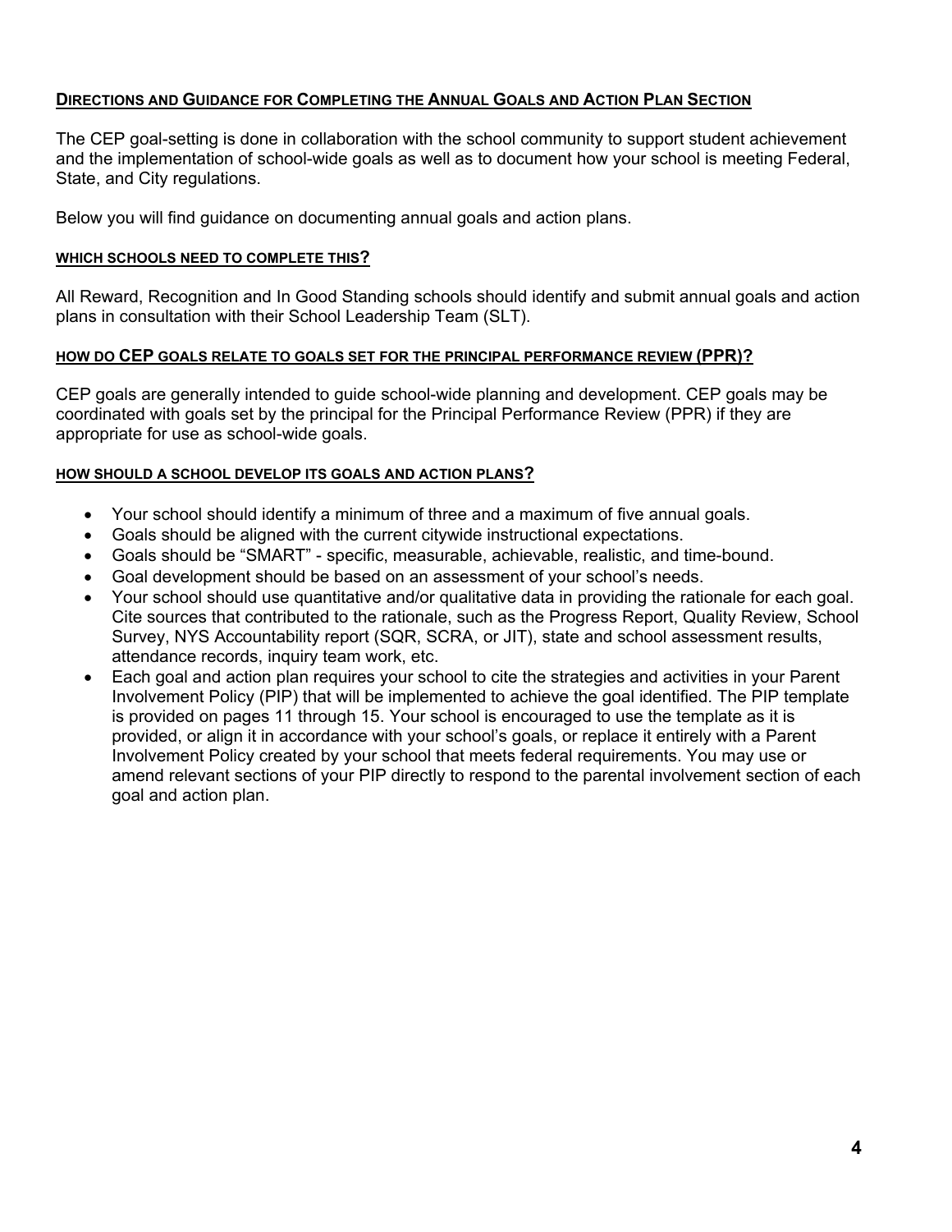## Directions and Guidance for Completing the Annual Goals and Action Plan Section

The CEP goal-setting is done in collaboration with the school community to support student achievement and the implementation of school-wide goals as well as to document how your school is meeting Federal, State, and City regulations.

Below you will find guidance on documenting annual goals and action plans.

### Which schools need to complete this?

All Reward, Recognition and In Good Standing schools should identify and submit annual goals and action plans in consultation with their School Leadership Team (SLT).

### How do CEP goals relate to goals set for the Principal Performance Review (PPR)?

CEP goals are generally intended to guide school-wide planning and development. CEP goals may be coordinated with goals set by the principal for the Principal Performance Review (PPR) if they are appropriate for use as school-wide goals.

### How should a school develop its goals and action plans?

- Your school should identify a minimum of three and a maximum of five annual goals.
- Goals should be aligned with the current citywide instructional expectations.
- Goals should be "SMART" - specific, measurable, achievable, realistic, and time-bound.
- Goal development should be based on an assessment of your school's needs.
- Your school should use quantitative and/or qualitative data in providing the rationale for each goal. Cite sources that contributed to the rationale, such as the Progress Report, Quality Review, School Survey, NYS Accountability report (SQR, SCRA, or JIT), state and school assessment results, attendance records, inquiry team work, etc.
- Each goal and action plan requires your school to cite the strategies and activities in your Parent Involvement Policy (PIP) that will be implemented to achieve the goal identified. The PIP template is provided on pages 11 through 15. Your school is encouraged to use the template as it is provided, or align it in accordance with your school's goals, or replace it entirely with a Parent Involvement Policy created by your school that meets federal requirements. You may use or amend relevant sections of your PIP directly to respond to the parental involvement section of each goal and action plan.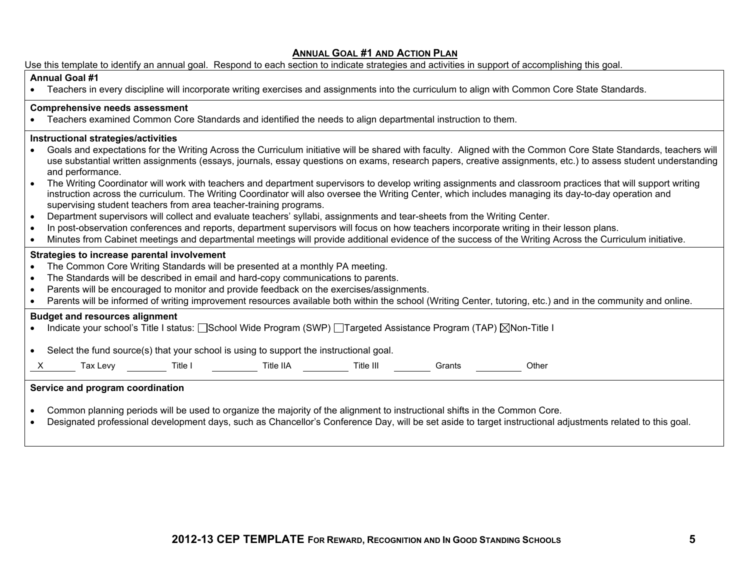## ANNUAL GOAL #1 AND ACTION PLAN

Use this template to identify an annual goal. Respond to each section to indicate strategies and activities in support of accomplishing this goal.

**Annual Goal #1**

- Teachers in every discipline will incorporate writing exercises and assignments into the curriculum to align with Common Core State Standards.

**Comprehensive needs assessment**

- Teachers examined Common Core Standards and identified the needs to align departmental instruction to them.

**Instructional strategies/activities**

- Goals and expectations for the Writing Across the Curriculum initiative will be shared with faculty. Aligned with the Common Core State Standards, teachers will use substantial written assignments (essays, journals, essay questions on exams, research papers, creative assignments, etc.) to assess student understanding and performance.
- The Writing Coordinator will work with teachers and department supervisors to develop writing assignments and classroom practices that will support writing instruction across the curriculum. The Writing Coordinator will also oversee the Writing Center, which includes managing its day-to-day operation and supervising student teachers from area teacher-training programs.
- Department supervisors will collect and evaluate teachers' syllabi, assignments and tear-sheets from the Writing Center.
- In post-observation conferences and reports, department supervisors will focus on how teachers incorporate writing in their lesson plans.
- Minutes from Cabinet meetings and departmental meetings will provide additional evidence of the success of the Writing Across the Curriculum initiative.

**Strategies to increase parental involvement**

- The Common Core Writing Standards will be presented at a monthly PA meeting.
- The Standards will be described in email and hard-copy communications to parents.
- Parents will be encouraged to monitor and provide feedback on the exercises/assignments.
- Parents will be informed of writing improvement resources available both within the school (Writing Center, tutoring, etc.) and in the community and online.

**Budget and resources alignment**

- Indicate your school's Title I status: ☐ School Wide Program (SWP) ☐ Targeted Assistance Program (TAP) ☒ Non-Title I
- Select the fund source(s) that your school is using to support the instructional goal.

| X | Tax Levy | | Title I | | Title IIA | | Title III | | Grants | | Other |
|---|---|---|---|---|---|---|---|---|---|---|---|

**Service and program coordination**

- Common planning periods will be used to organize the majority of the alignment to instructional shifts in the Common Core.
- Designated professional development days, such as Chancellor's Conference Day, will be set aside to target instructional adjustments related to this goal.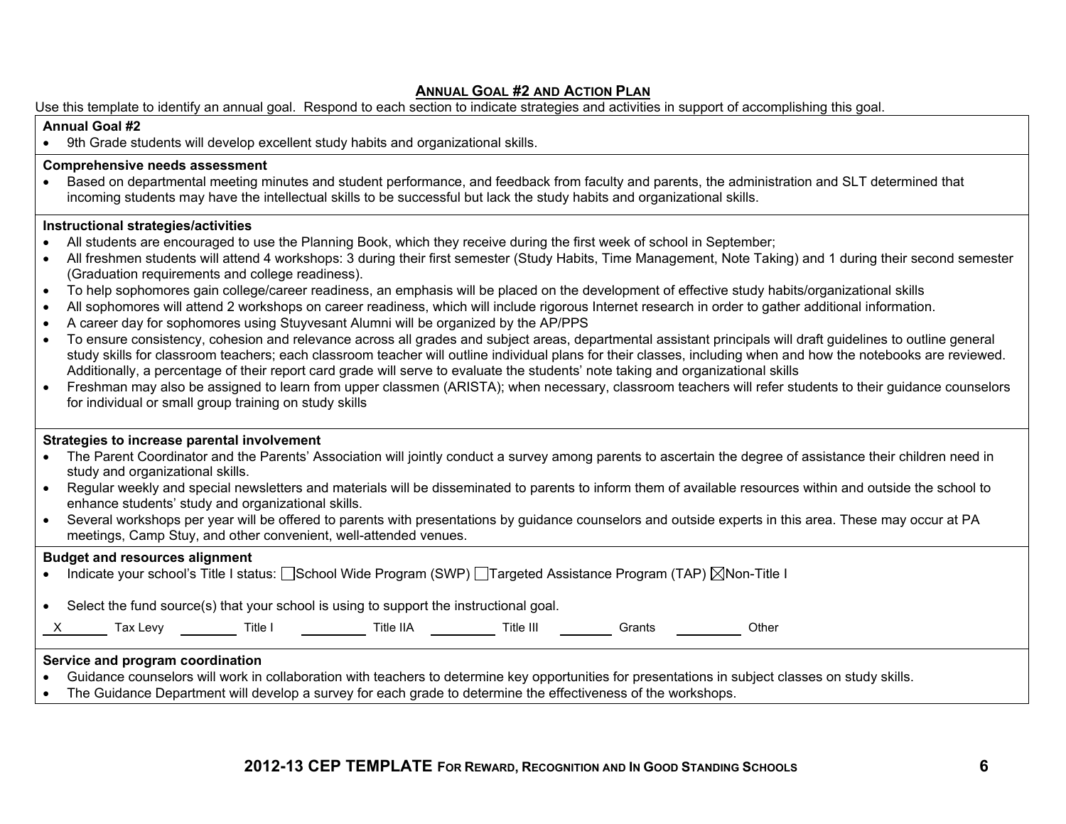## ANNUAL GOAL #2 AND ACTION PLAN

Use this template to identify an annual goal. Respond to each section to indicate strategies and activities in support of accomplishing this goal.

**Annual Goal #2**

- 9th Grade students will develop excellent study habits and organizational skills.

**Comprehensive needs assessment**

- Based on departmental meeting minutes and student performance, and feedback from faculty and parents, the administration and SLT determined that incoming students may have the intellectual skills to be successful but lack the study habits and organizational skills.

**Instructional strategies/activities**

- All students are encouraged to use the Planning Book, which they receive during the first week of school in September;
- All freshmen students will attend 4 workshops: 3 during their first semester (Study Habits, Time Management, Note Taking) and 1 during their second semester (Graduation requirements and college readiness).
- To help sophomores gain college/career readiness, an emphasis will be placed on the development of effective study habits/organizational skills
- All sophomores will attend 2 workshops on career readiness, which will include rigorous Internet research in order to gather additional information.
- A career day for sophomores using Stuyvesant Alumni will be organized by the AP/PPS
- To ensure consistency, cohesion and relevance across all grades and subject areas, departmental assistant principals will draft guidelines to outline general study skills for classroom teachers; each classroom teacher will outline individual plans for their classes, including when and how the notebooks are reviewed. Additionally, a percentage of their report card grade will serve to evaluate the students' note taking and organizational skills
- Freshman may also be assigned to learn from upper classmen (ARISTA); when necessary, classroom teachers will refer students to their guidance counselors for individual or small group training on study skills

**Strategies to increase parental involvement**

- The Parent Coordinator and the Parents' Association will jointly conduct a survey among parents to ascertain the degree of assistance their children need in study and organizational skills.
- Regular weekly and special newsletters and materials will be disseminated to parents to inform them of available resources within and outside the school to enhance students' study and organizational skills.
- Several workshops per year will be offered to parents with presentations by guidance counselors and outside experts in this area. These may occur at PA meetings, Camp Stuy, and other convenient, well-attended venues.

**Budget and resources alignment**

- Indicate your school's Title I status: ☐ School Wide Program (SWP) ☐ Targeted Assistance Program (TAP) ☒ Non-Title I
- Select the fund source(s) that your school is using to support the instructional goal.

\_\_X\_\_ Tax Levy \_\_\_\_\_ Title I \_\_\_\_\_ Title IIA \_\_\_\_\_ Title III \_\_\_\_\_ Grants \_\_\_\_\_ Other

**Service and program coordination**

- Guidance counselors will work in collaboration with teachers to determine key opportunities for presentations in subject classes on study skills.
- The Guidance Department will develop a survey for each grade to determine the effectiveness of the workshops.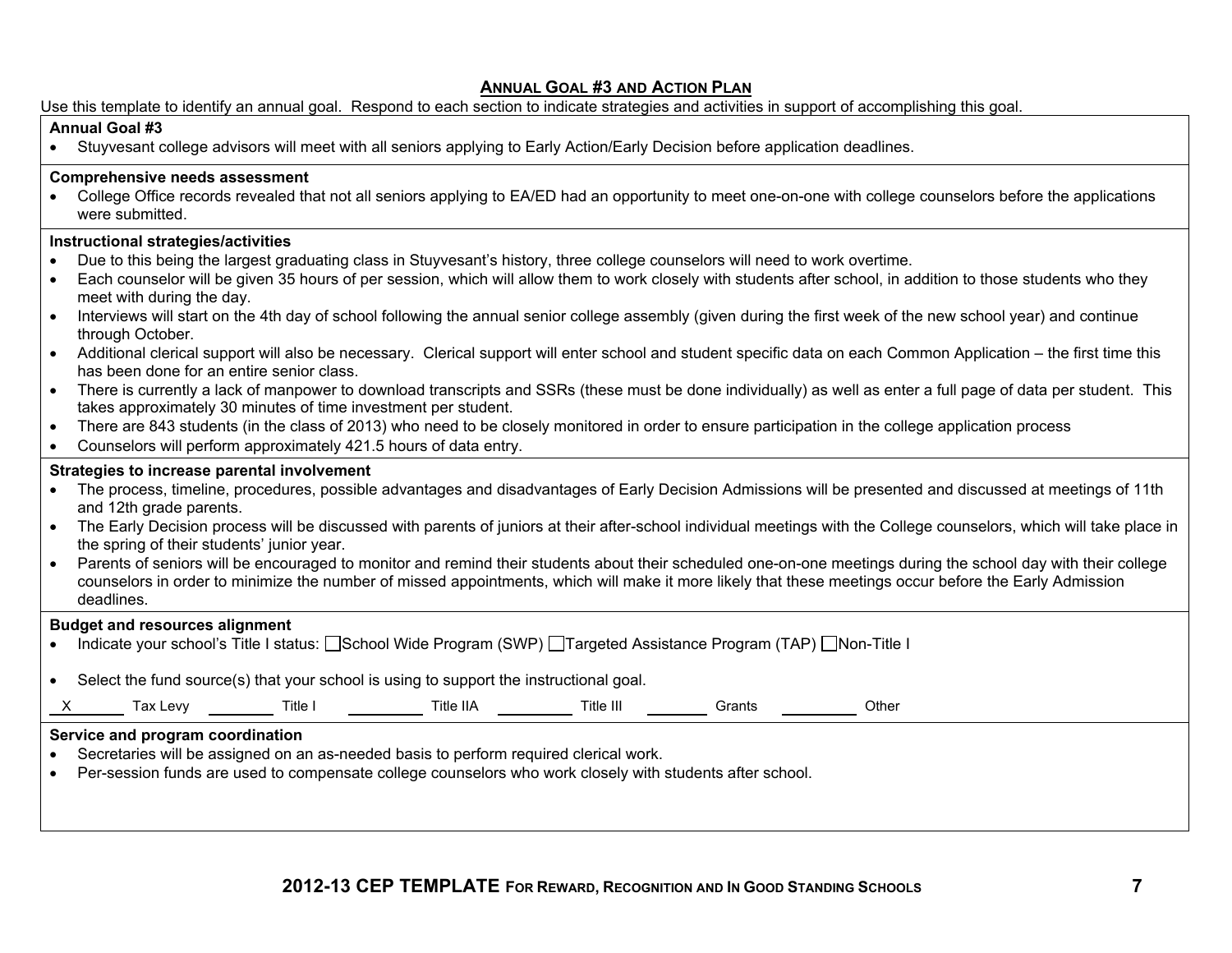## ANNUAL GOAL #3 AND ACTION PLAN

Use this template to identify an annual goal. Respond to each section to indicate strategies and activities in support of accomplishing this goal.

**Annual Goal #3**

- Stuyvesant college advisors will meet with all seniors applying to Early Action/Early Decision before application deadlines.

**Comprehensive needs assessment**

- College Office records revealed that not all seniors applying to EA/ED had an opportunity to meet one-on-one with college counselors before the applications were submitted.

**Instructional strategies/activities**

- Due to this being the largest graduating class in Stuyvesant's history, three college counselors will need to work overtime.
- Each counselor will be given 35 hours of per session, which will allow them to work closely with students after school, in addition to those students who they meet with during the day.
- Interviews will start on the 4th day of school following the annual senior college assembly (given during the first week of the new school year) and continue through October.
- Additional clerical support will also be necessary. Clerical support will enter school and student specific data on each Common Application – the first time this has been done for an entire senior class.
- There is currently a lack of manpower to download transcripts and SSRs (these must be done individually) as well as enter a full page of data per student. This takes approximately 30 minutes of time investment per student.
- There are 843 students (in the class of 2013) who need to be closely monitored in order to ensure participation in the college application process
- Counselors will perform approximately 421.5 hours of data entry.

**Strategies to increase parental involvement**

- The process, timeline, procedures, possible advantages and disadvantages of Early Decision Admissions will be presented and discussed at meetings of 11th and 12th grade parents.
- The Early Decision process will be discussed with parents of juniors at their after-school individual meetings with the College counselors, which will take place in the spring of their students' junior year.
- Parents of seniors will be encouraged to monitor and remind their students about their scheduled one-on-one meetings during the school day with their college counselors in order to minimize the number of missed appointments, which will make it more likely that these meetings occur before the Early Admission deadlines.

**Budget and resources alignment**

- Indicate your school's Title I status: ☐ School Wide Program (SWP) ☐ Targeted Assistance Program (TAP) ☐ Non-Title I
- Select the fund source(s) that your school is using to support the instructional goal.

X Tax Levy ___ Title I ___ Title IIA ___ Title III ___ Grants ___ Other

**Service and program coordination**

- Secretaries will be assigned on an as-needed basis to perform required clerical work.
- Per-session funds are used to compensate college counselors who work closely with students after school.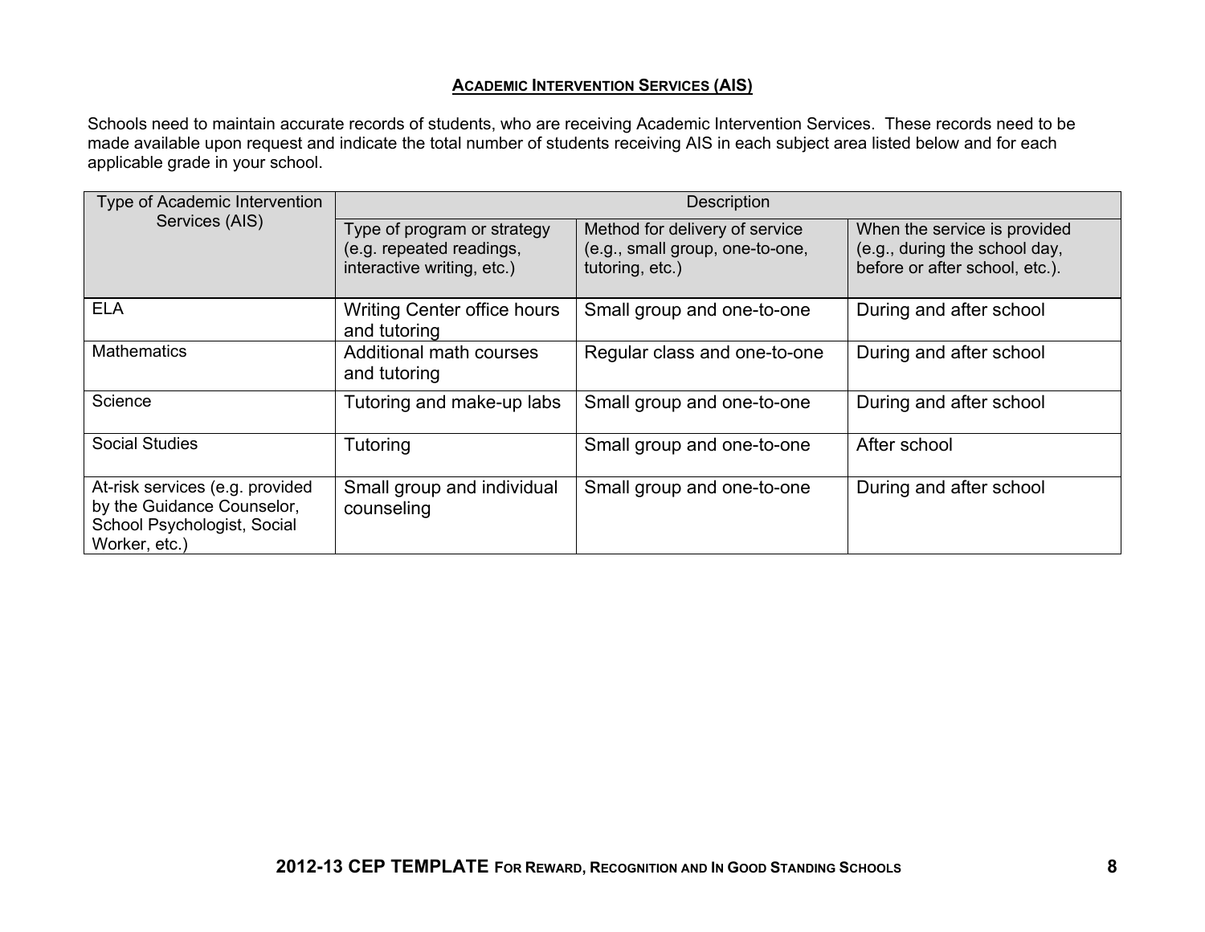## ACADEMIC INTERVENTION SERVICES (AIS)

Schools need to maintain accurate records of students, who are receiving Academic Intervention Services. These records need to be made available upon request and indicate the total number of students receiving AIS in each subject area listed below and for each applicable grade in your school.

| Type of Academic Intervention Services (AIS) | Description | | |
|---|---|---|---|
| | Type of program or strategy (e.g. repeated readings, interactive writing, etc.) | Method for delivery of service (e.g., small group, one-to-one, tutoring, etc.) | When the service is provided (e.g., during the school day, before or after school, etc.). |
| ELA | Writing Center office hours and tutoring | Small group and one-to-one | During and after school |
| Mathematics | Additional math courses and tutoring | Regular class and one-to-one | During and after school |
| Science | Tutoring and make-up labs | Small group and one-to-one | During and after school |
| Social Studies | Tutoring | Small group and one-to-one | After school |
| At-risk services (e.g. provided by the Guidance Counselor, School Psychologist, Social Worker, etc.) | Small group and individual counseling | Small group and one-to-one | During and after school |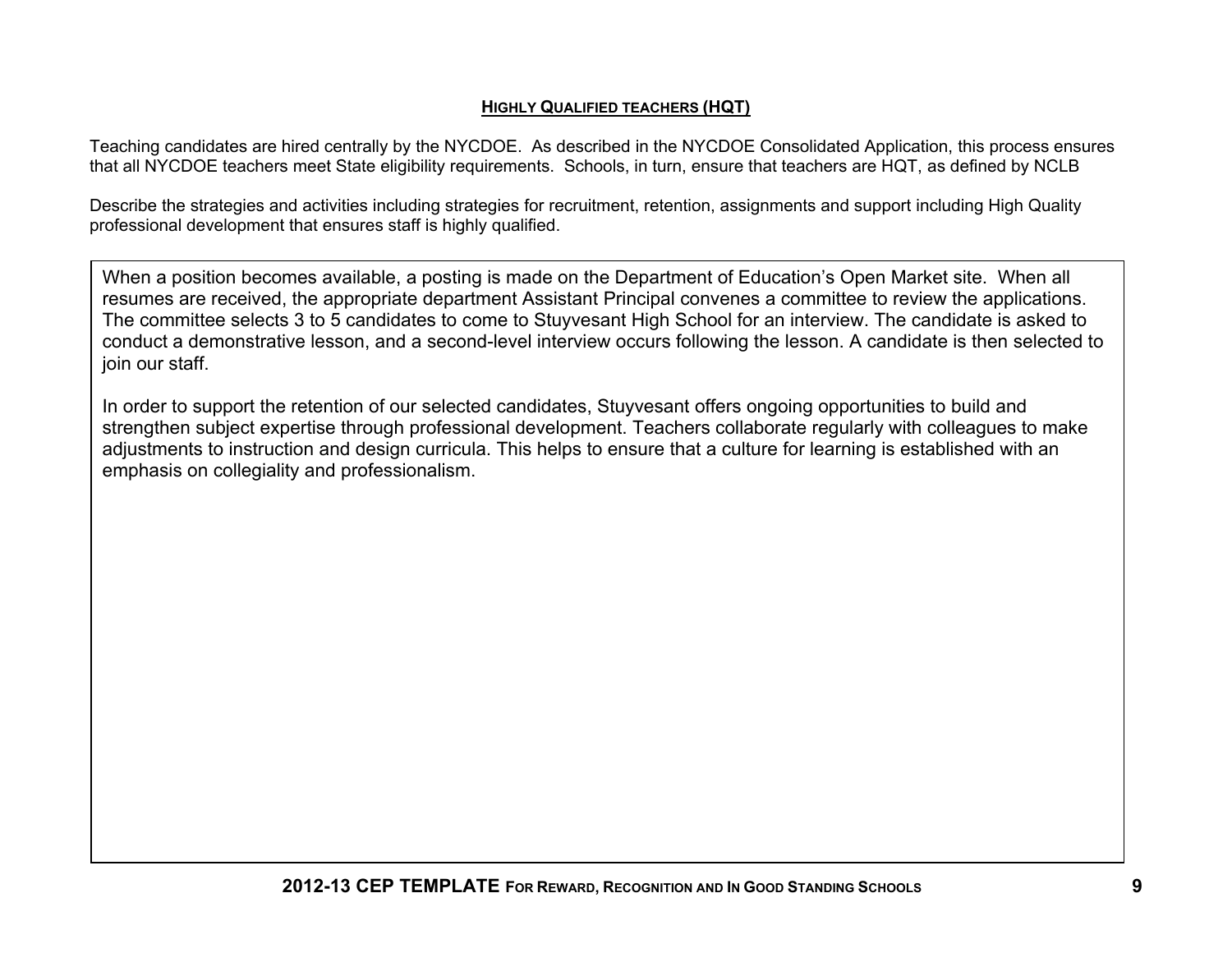## HIGHLY QUALIFIED TEACHERS (HQT)

Teaching candidates are hired centrally by the NYCDOE. As described in the NYCDOE Consolidated Application, this process ensures that all NYCDOE teachers meet State eligibility requirements. Schools, in turn, ensure that teachers are HQT, as defined by NCLB

Describe the strategies and activities including strategies for recruitment, retention, assignments and support including High Quality professional development that ensures staff is highly qualified.

When a position becomes available, a posting is made on the Department of Education's Open Market site. When all resumes are received, the appropriate department Assistant Principal convenes a committee to review the applications. The committee selects 3 to 5 candidates to come to Stuyvesant High School for an interview. The candidate is asked to conduct a demonstrative lesson, and a second-level interview occurs following the lesson. A candidate is then selected to join our staff.

In order to support the retention of our selected candidates, Stuyvesant offers ongoing opportunities to build and strengthen subject expertise through professional development. Teachers collaborate regularly with colleagues to make adjustments to instruction and design curricula. This helps to ensure that a culture for learning is established with an emphasis on collegiality and professionalism.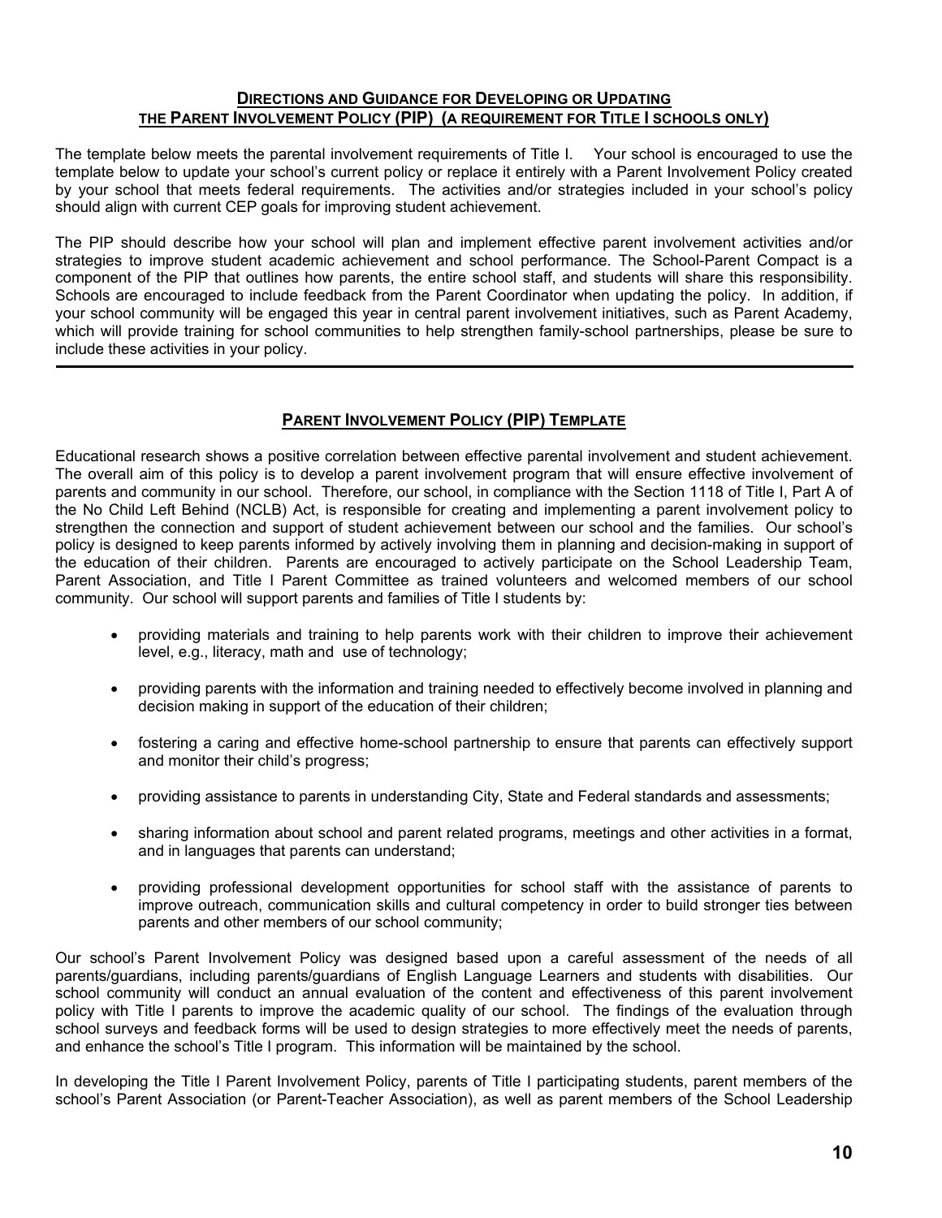## DIRECTIONS AND GUIDANCE FOR DEVELOPING OR UPDATING THE PARENT INVOLVEMENT POLICY (PIP) (A REQUIREMENT FOR TITLE I SCHOOLS ONLY)

The template below meets the parental involvement requirements of Title I. Your school is encouraged to use the template below to update your school's current policy or replace it entirely with a Parent Involvement Policy created by your school that meets federal requirements. The activities and/or strategies included in your school's policy should align with current CEP goals for improving student achievement.

The PIP should describe how your school will plan and implement effective parent involvement activities and/or strategies to improve student academic achievement and school performance. The School-Parent Compact is a component of the PIP that outlines how parents, the entire school staff, and students will share this responsibility. Schools are encouraged to include feedback from the Parent Coordinator when updating the policy. In addition, if your school community will be engaged this year in central parent involvement initiatives, such as Parent Academy, which will provide training for school communities to help strengthen family-school partnerships, please be sure to include these activities in your policy.

---

## PARENT INVOLVEMENT POLICY (PIP) TEMPLATE

Educational research shows a positive correlation between effective parental involvement and student achievement. The overall aim of this policy is to develop a parent involvement program that will ensure effective involvement of parents and community in our school. Therefore, our school, in compliance with the Section 1118 of Title I, Part A of the No Child Left Behind (NCLB) Act, is responsible for creating and implementing a parent involvement policy to strengthen the connection and support of student achievement between our school and the families. Our school's policy is designed to keep parents informed by actively involving them in planning and decision-making in support of the education of their children. Parents are encouraged to actively participate on the School Leadership Team, Parent Association, and Title I Parent Committee as trained volunteers and welcomed members of our school community. Our school will support parents and families of Title I students by:

- providing materials and training to help parents work with their children to improve their achievement level, e.g., literacy, math and use of technology;
- providing parents with the information and training needed to effectively become involved in planning and decision making in support of the education of their children;
- fostering a caring and effective home-school partnership to ensure that parents can effectively support and monitor their child's progress;
- providing assistance to parents in understanding City, State and Federal standards and assessments;
- sharing information about school and parent related programs, meetings and other activities in a format, and in languages that parents can understand;
- providing professional development opportunities for school staff with the assistance of parents to improve outreach, communication skills and cultural competency in order to build stronger ties between parents and other members of our school community;

Our school's Parent Involvement Policy was designed based upon a careful assessment of the needs of all parents/guardians, including parents/guardians of English Language Learners and students with disabilities. Our school community will conduct an annual evaluation of the content and effectiveness of this parent involvement policy with Title I parents to improve the academic quality of our school. The findings of the evaluation through school surveys and feedback forms will be used to design strategies to more effectively meet the needs of parents, and enhance the school's Title I program. This information will be maintained by the school.

In developing the Title I Parent Involvement Policy, parents of Title I participating students, parent members of the school's Parent Association (or Parent-Teacher Association), as well as parent members of the School Leadership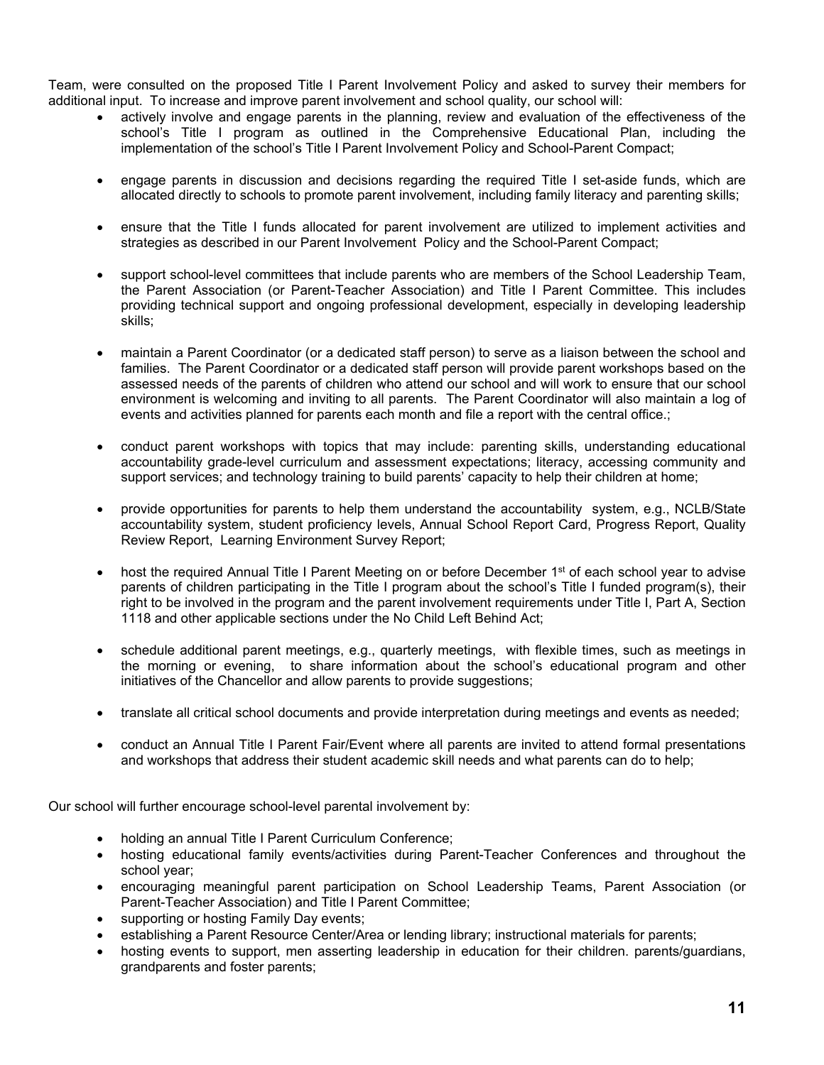Team, were consulted on the proposed Title I Parent Involvement Policy and asked to survey their members for additional input. To increase and improve parent involvement and school quality, our school will:

- actively involve and engage parents in the planning, review and evaluation of the effectiveness of the school's Title I program as outlined in the Comprehensive Educational Plan, including the implementation of the school's Title I Parent Involvement Policy and School-Parent Compact;

- engage parents in discussion and decisions regarding the required Title I set-aside funds, which are allocated directly to schools to promote parent involvement, including family literacy and parenting skills;

- ensure that the Title I funds allocated for parent involvement are utilized to implement activities and strategies as described in our Parent Involvement Policy and the School-Parent Compact;

- support school-level committees that include parents who are members of the School Leadership Team, the Parent Association (or Parent-Teacher Association) and Title I Parent Committee. This includes providing technical support and ongoing professional development, especially in developing leadership skills;

- maintain a Parent Coordinator (or a dedicated staff person) to serve as a liaison between the school and families. The Parent Coordinator or a dedicated staff person will provide parent workshops based on the assessed needs of the parents of children who attend our school and will work to ensure that our school environment is welcoming and inviting to all parents. The Parent Coordinator will also maintain a log of events and activities planned for parents each month and file a report with the central office.;

- conduct parent workshops with topics that may include: parenting skills, understanding educational accountability grade-level curriculum and assessment expectations; literacy, accessing community and support services; and technology training to build parents' capacity to help their children at home;

- provide opportunities for parents to help them understand the accountability system, e.g., NCLB/State accountability system, student proficiency levels, Annual School Report Card, Progress Report, Quality Review Report, Learning Environment Survey Report;

- host the required Annual Title I Parent Meeting on or before December 1st of each school year to advise parents of children participating in the Title I program about the school's Title I funded program(s), their right to be involved in the program and the parent involvement requirements under Title I, Part A, Section 1118 and other applicable sections under the No Child Left Behind Act;

- schedule additional parent meetings, e.g., quarterly meetings, with flexible times, such as meetings in the morning or evening, to share information about the school's educational program and other initiatives of the Chancellor and allow parents to provide suggestions;

- translate all critical school documents and provide interpretation during meetings and events as needed;

- conduct an Annual Title I Parent Fair/Event where all parents are invited to attend formal presentations and workshops that address their student academic skill needs and what parents can do to help;

Our school will further encourage school-level parental involvement by:

- holding an annual Title I Parent Curriculum Conference;
- hosting educational family events/activities during Parent-Teacher Conferences and throughout the school year;
- encouraging meaningful parent participation on School Leadership Teams, Parent Association (or Parent-Teacher Association) and Title I Parent Committee;
- supporting or hosting Family Day events;
- establishing a Parent Resource Center/Area or lending library; instructional materials for parents;
- hosting events to support, men asserting leadership in education for their children. parents/guardians, grandparents and foster parents;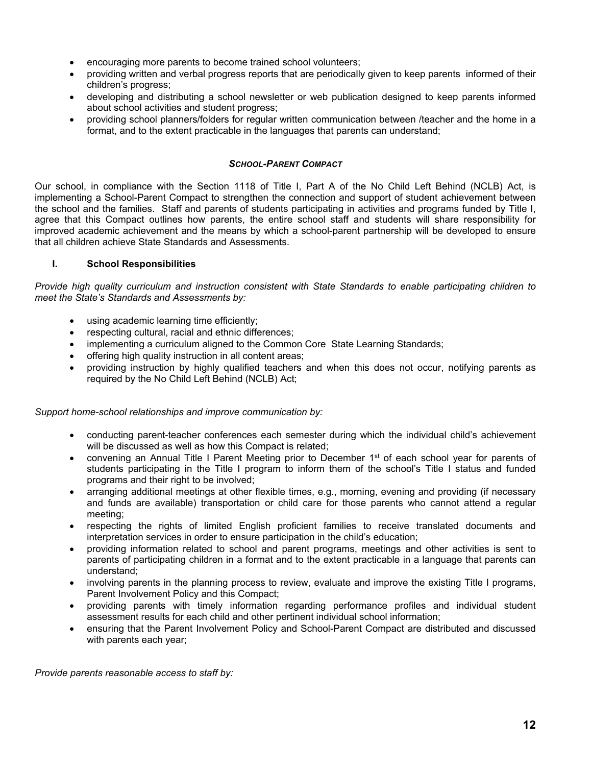- encouraging more parents to become trained school volunteers;
- providing written and verbal progress reports that are periodically given to keep parents informed of their children's progress;
- developing and distributing a school newsletter or web publication designed to keep parents informed about school activities and student progress;
- providing school planners/folders for regular written communication between /teacher and the home in a format, and to the extent practicable in the languages that parents can understand;

### *SCHOOL-PARENT COMPACT*

Our school, in compliance with the Section 1118 of Title I, Part A of the No Child Left Behind (NCLB) Act, is implementing a School-Parent Compact to strengthen the connection and support of student achievement between the school and the families. Staff and parents of students participating in activities and programs funded by Title I, agree that this Compact outlines how parents, the entire school staff and students will share responsibility for improved academic achievement and the means by which a school-parent partnership will be developed to ensure that all children achieve State Standards and Assessments.

#### I. School Responsibilities

*Provide high quality curriculum and instruction consistent with State Standards to enable participating children to meet the State's Standards and Assessments by:*

- using academic learning time efficiently;
- respecting cultural, racial and ethnic differences;
- implementing a curriculum aligned to the Common Core State Learning Standards;
- offering high quality instruction in all content areas;
- providing instruction by highly qualified teachers and when this does not occur, notifying parents as required by the No Child Left Behind (NCLB) Act;

*Support home-school relationships and improve communication by:*

- conducting parent-teacher conferences each semester during which the individual child's achievement will be discussed as well as how this Compact is related;
- convening an Annual Title I Parent Meeting prior to December 1st of each school year for parents of students participating in the Title I program to inform them of the school's Title I status and funded programs and their right to be involved;
- arranging additional meetings at other flexible times, e.g., morning, evening and providing (if necessary and funds are available) transportation or child care for those parents who cannot attend a regular meeting;
- respecting the rights of limited English proficient families to receive translated documents and interpretation services in order to ensure participation in the child's education;
- providing information related to school and parent programs, meetings and other activities is sent to parents of participating children in a format and to the extent practicable in a language that parents can understand;
- involving parents in the planning process to review, evaluate and improve the existing Title I programs, Parent Involvement Policy and this Compact;
- providing parents with timely information regarding performance profiles and individual student assessment results for each child and other pertinent individual school information;
- ensuring that the Parent Involvement Policy and School-Parent Compact are distributed and discussed with parents each year;

*Provide parents reasonable access to staff by:*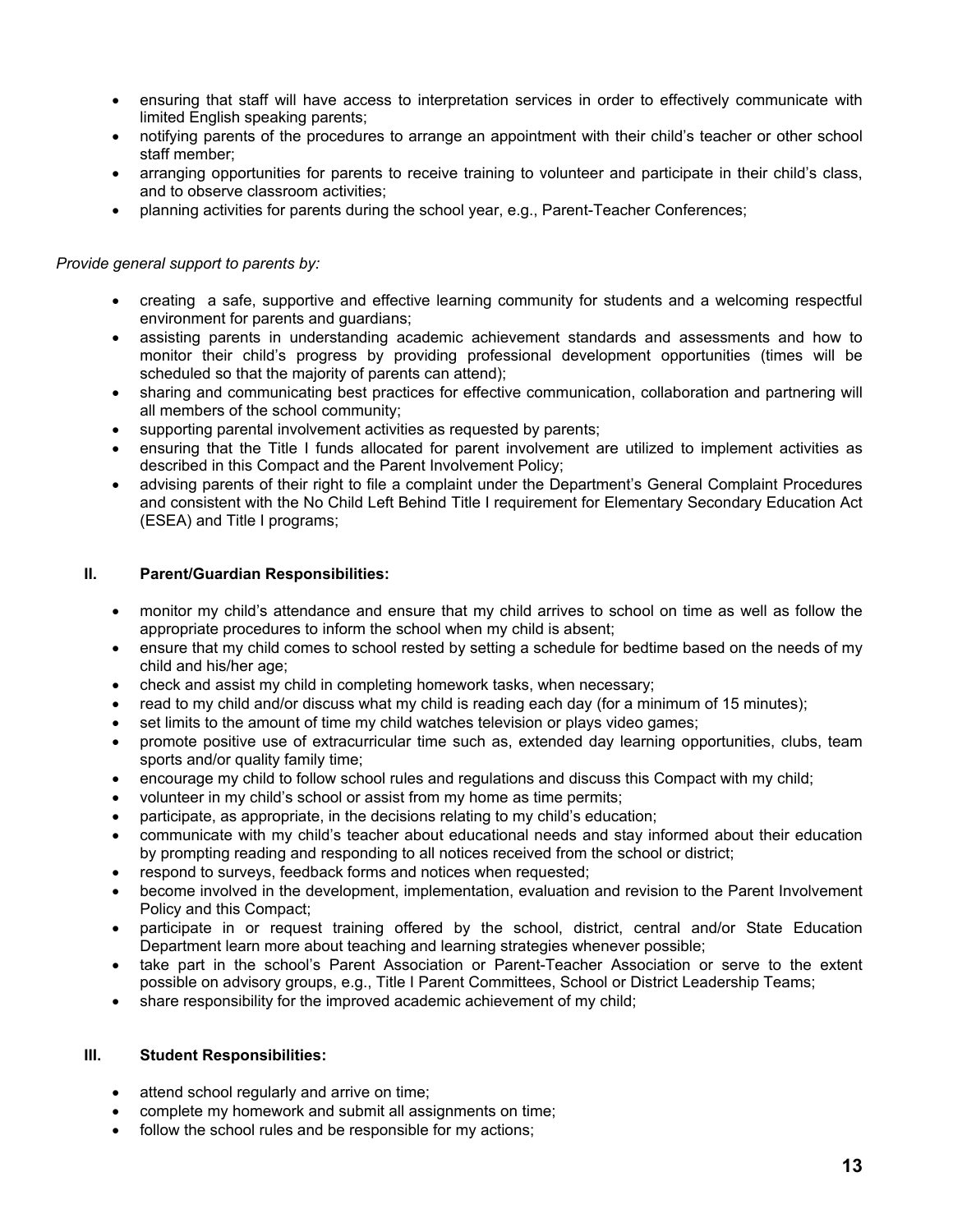- ensuring that staff will have access to interpretation services in order to effectively communicate with limited English speaking parents;
- notifying parents of the procedures to arrange an appointment with their child's teacher or other school staff member;
- arranging opportunities for parents to receive training to volunteer and participate in their child's class, and to observe classroom activities;
- planning activities for parents during the school year, e.g., Parent-Teacher Conferences;

*Provide general support to parents by:*

- creating a safe, supportive and effective learning community for students and a welcoming respectful environment for parents and guardians;
- assisting parents in understanding academic achievement standards and assessments and how to monitor their child's progress by providing professional development opportunities (times will be scheduled so that the majority of parents can attend);
- sharing and communicating best practices for effective communication, collaboration and partnering will all members of the school community;
- supporting parental involvement activities as requested by parents;
- ensuring that the Title I funds allocated for parent involvement are utilized to implement activities as described in this Compact and the Parent Involvement Policy;
- advising parents of their right to file a complaint under the Department's General Complaint Procedures and consistent with the No Child Left Behind Title I requirement for Elementary Secondary Education Act (ESEA) and Title I programs;

## II. Parent/Guardian Responsibilities:

- monitor my child's attendance and ensure that my child arrives to school on time as well as follow the appropriate procedures to inform the school when my child is absent;
- ensure that my child comes to school rested by setting a schedule for bedtime based on the needs of my child and his/her age;
- check and assist my child in completing homework tasks, when necessary;
- read to my child and/or discuss what my child is reading each day (for a minimum of 15 minutes);
- set limits to the amount of time my child watches television or plays video games;
- promote positive use of extracurricular time such as, extended day learning opportunities, clubs, team sports and/or quality family time;
- encourage my child to follow school rules and regulations and discuss this Compact with my child;
- volunteer in my child's school or assist from my home as time permits;
- participate, as appropriate, in the decisions relating to my child's education;
- communicate with my child's teacher about educational needs and stay informed about their education by prompting reading and responding to all notices received from the school or district;
- respond to surveys, feedback forms and notices when requested;
- become involved in the development, implementation, evaluation and revision to the Parent Involvement Policy and this Compact;
- participate in or request training offered by the school, district, central and/or State Education Department learn more about teaching and learning strategies whenever possible;
- take part in the school's Parent Association or Parent-Teacher Association or serve to the extent possible on advisory groups, e.g., Title I Parent Committees, School or District Leadership Teams;
- share responsibility for the improved academic achievement of my child;

## III. Student Responsibilities:

- attend school regularly and arrive on time;
- complete my homework and submit all assignments on time;
- follow the school rules and be responsible for my actions;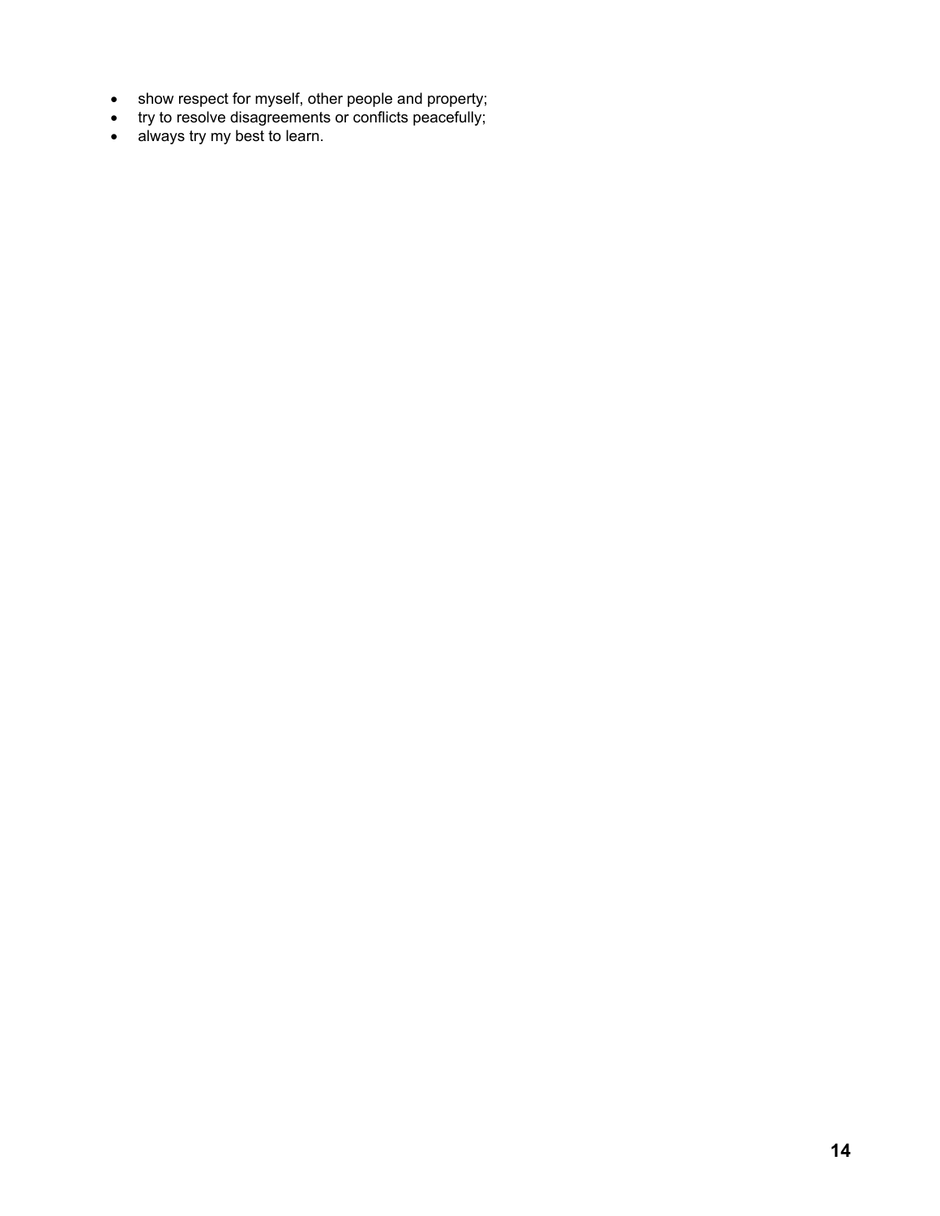- show respect for myself, other people and property;
- try to resolve disagreements or conflicts peacefully;
- always try my best to learn.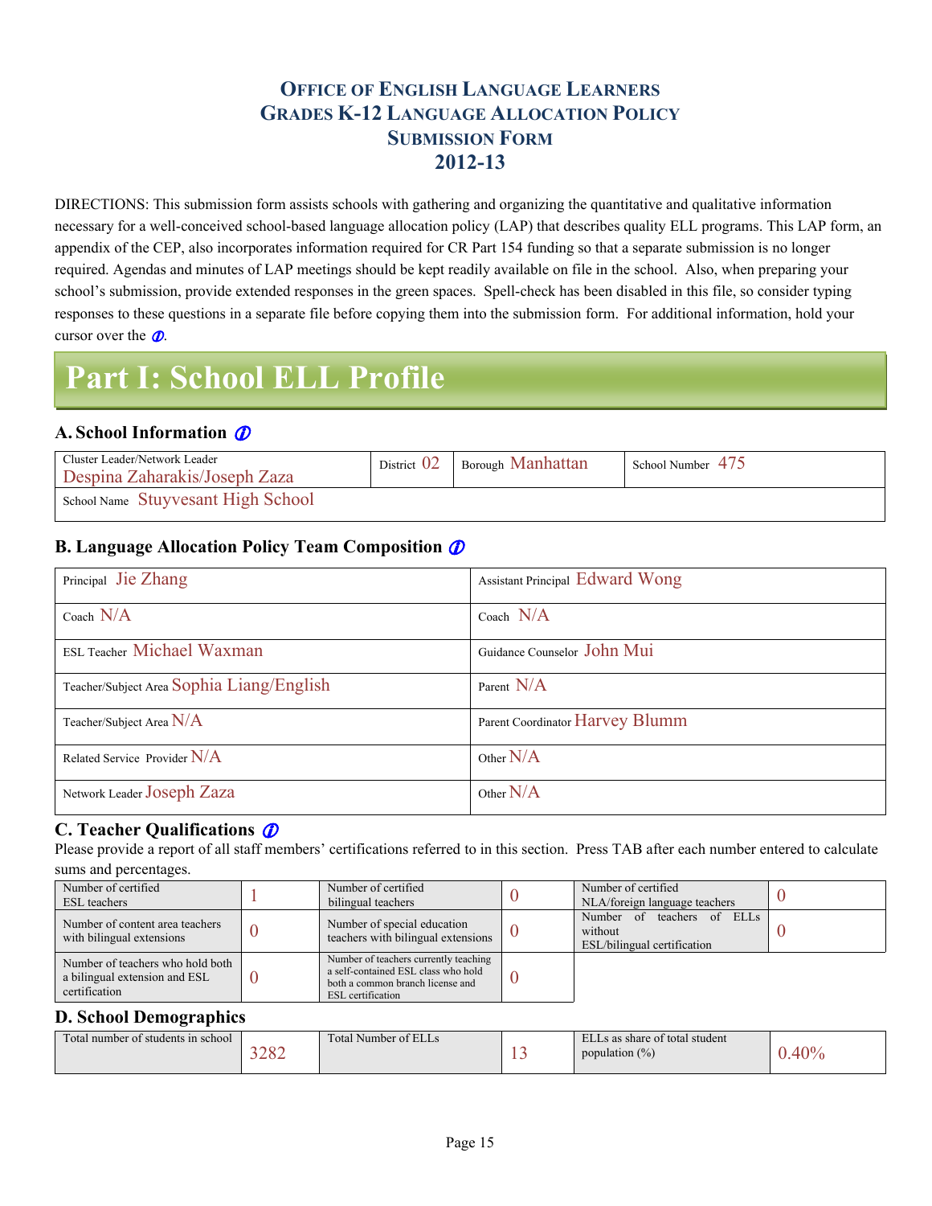# OFFICE OF ENGLISH LANGUAGE LEARNERS
# GRADES K-12 LANGUAGE ALLOCATION POLICY
# SUBMISSION FORM
# 2012-13

DIRECTIONS: This submission form assists schools with gathering and organizing the quantitative and qualitative information necessary for a well-conceived school-based language allocation policy (LAP) that describes quality ELL programs. This LAP form, an appendix of the CEP, also incorporates information required for CR Part 154 funding so that a separate submission is no longer required. Agendas and minutes of LAP meetings should be kept readily available on file in the school. Also, when preparing your school's submission, provide extended responses in the green spaces. Spell-check has been disabled in this file, so consider typing responses to these questions in a separate file before copying them into the submission form. For additional information, hold your cursor over the ⓘ.

# Part I: School ELL Profile

## A. School Information

| Cluster Leader/Network Leader Despina Zaharakis/Joseph Zaza | District 02 | Borough Manhattan | School Number 475 |
|---|---|---|---|
| School Name Stuyvesant High School | | | |

## B. Language Allocation Policy Team Composition

| | |
|---|---|
| Principal Jie Zhang | Assistant Principal Edward Wong |
| Coach N/A | Coach N/A |
| ESL Teacher Michael Waxman | Guidance Counselor John Mui |
| Teacher/Subject Area Sophia Liang/English | Parent N/A |
| Teacher/Subject Area N/A | Parent Coordinator Harvey Blumm |
| Related Service Provider N/A | Other N/A |
| Network Leader Joseph Zaza | Other N/A |

## C. Teacher Qualifications

Please provide a report of all staff members' certifications referred to in this section. Press TAB after each number entered to calculate sums and percentages.

| | | | | | |
|---|---|---|---|---|---|
| Number of certified ESL teachers | 1 | Number of certified bilingual teachers | 0 | Number of certified NLA/foreign language teachers | 0 |
| Number of content area teachers with bilingual extensions | 0 | Number of special education teachers with bilingual extensions | 0 | Number of teachers of ELLs without ESL/bilingual certification | 0 |
| Number of teachers who hold both a bilingual extension and ESL certification | 0 | Number of teachers currently teaching a self-contained ESL class who hold both a common branch license and ESL certification | 0 | | |

## D. School Demographics

| | | | | | |
|---|---|---|---|---|---|
| Total number of students in school | 3282 | Total Number of ELLs | 13 | ELLs as share of total student population (%) | 0.40% |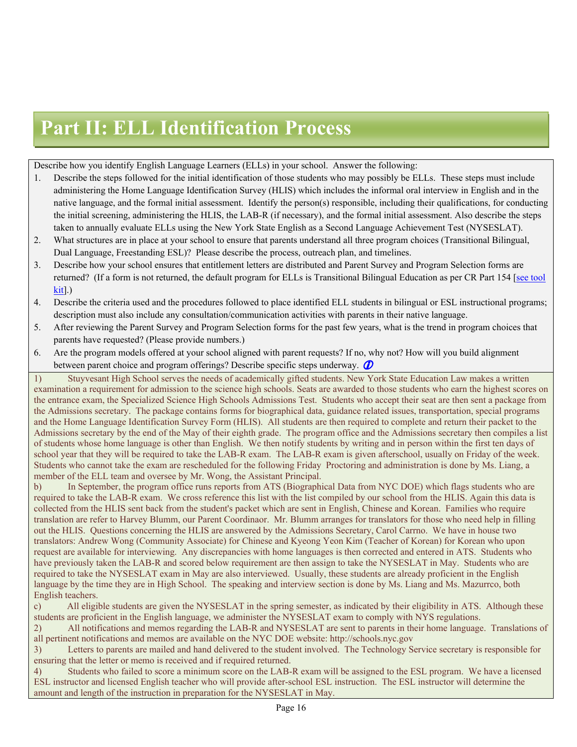# Part II: ELL Identification Process

Describe how you identify English Language Learners (ELLs) in your school. Answer the following:

1. Describe the steps followed for the initial identification of those students who may possibly be ELLs. These steps must include administering the Home Language Identification Survey (HLIS) which includes the informal oral interview in English and in the native language, and the formal initial assessment. Identify the person(s) responsible, including their qualifications, for conducting the initial screening, administering the HLIS, the LAB-R (if necessary), and the formal initial assessment. Also describe the steps taken to annually evaluate ELLs using the New York State English as a Second Language Achievement Test (NYSESLAT).
2. What structures are in place at your school to ensure that parents understand all three program choices (Transitional Bilingual, Dual Language, Freestanding ESL)? Please describe the process, outreach plan, and timelines.
3. Describe how your school ensures that entitlement letters are distributed and Parent Survey and Program Selection forms are returned? (If a form is not returned, the default program for ELLs is Transitional Bilingual Education as per CR Part 154 [see tool kit].)
4. Describe the criteria used and the procedures followed to place identified ELL students in bilingual or ESL instructional programs; description must also include any consultation/communication activities with parents in their native language.
5. After reviewing the Parent Survey and Program Selection forms for the past few years, what is the trend in program choices that parents have requested? (Please provide numbers.)
6. Are the program models offered at your school aligned with parent requests? If no, why not? How will you build alignment between parent choice and program offerings? Describe specific steps underway.

1) Stuyvesant High School serves the needs of academically gifted students. New York State Education Law makes a written examination a requirement for admission to the science high schools. Seats are awarded to those students who earn the highest scores on the entrance exam, the Specialized Science High Schools Admissions Test. Students who accept their seat are then sent a package from the Admissions secretary. The package contains forms for biographical data, guidance related issues, transportation, special programs and the Home Language Identification Survey Form (HLIS). All students are then required to complete and return their packet to the Admissions secretary by the end of the May of their eighth grade. The program office and the Admissions secretary then compiles a list of students whose home language is other than English. We then notify students by writing and in person within the first ten days of school year that they will be required to take the LAB-R exam. The LAB-R exam is given afterschool, usually on Friday of the week. Students who cannot take the exam are rescheduled for the following Friday Proctoring and administration is done by Ms. Liang, a member of the ELL team and oversee by Mr. Wong, the Assistant Principal.

b) In September, the program office runs reports from ATS (Biographical Data from NYC DOE) which flags students who are required to take the LAB-R exam. We cross reference this list with the list compiled by our school from the HLIS. Again this data is collected from the HLIS sent back from the student's packet which are sent in English, Chinese and Korean. Families who require translation are refer to Harvey Blumm, our Parent Coordinaor. Mr. Blumm arranges for translators for those who need help in filling out the HLIS. Questions concerning the HLIS are answered by the Admissions Secretary, Carol Carrno. We have in house two translators: Andrew Wong (Community Associate) for Chinese and Kyeong Yeon Kim (Teacher of Korean) for Korean who upon request are available for interviewing. Any discrepancies with home languages is then corrected and entered in ATS. Students who have previously taken the LAB-R and scored below requirement are then assign to take the NYSESLAT in May. Students who are required to take the NYSESLAT exam in May are also interviewed. Usually, these students are already proficient in the English language by the time they are in High School. The speaking and interview section is done by Ms. Liang and Ms. Mazurrco, both English teachers.

c) All eligible students are given the NYSESLAT in the spring semester, as indicated by their eligibility in ATS. Although these students are proficient in the English language, we administer the NYSESLAT exam to comply with NYS regulations.

2) All notifications and memos regarding the LAB-R and NYSESLAT are sent to parents in their home language. Translations of all pertinent notifications and memos are available on the NYC DOE website: http://schools.nyc.gov

3) Letters to parents are mailed and hand delivered to the student involved. The Technology Service secretary is responsible for ensuring that the letter or memo is received and if required returned.

4) Students who failed to score a minimum score on the LAB-R exam will be assigned to the ESL program. We have a licensed ESL instructor and licensed English teacher who will provide after-school ESL instruction. The ESL instructor will determine the amount and length of the instruction in preparation for the NYSESLAT in May.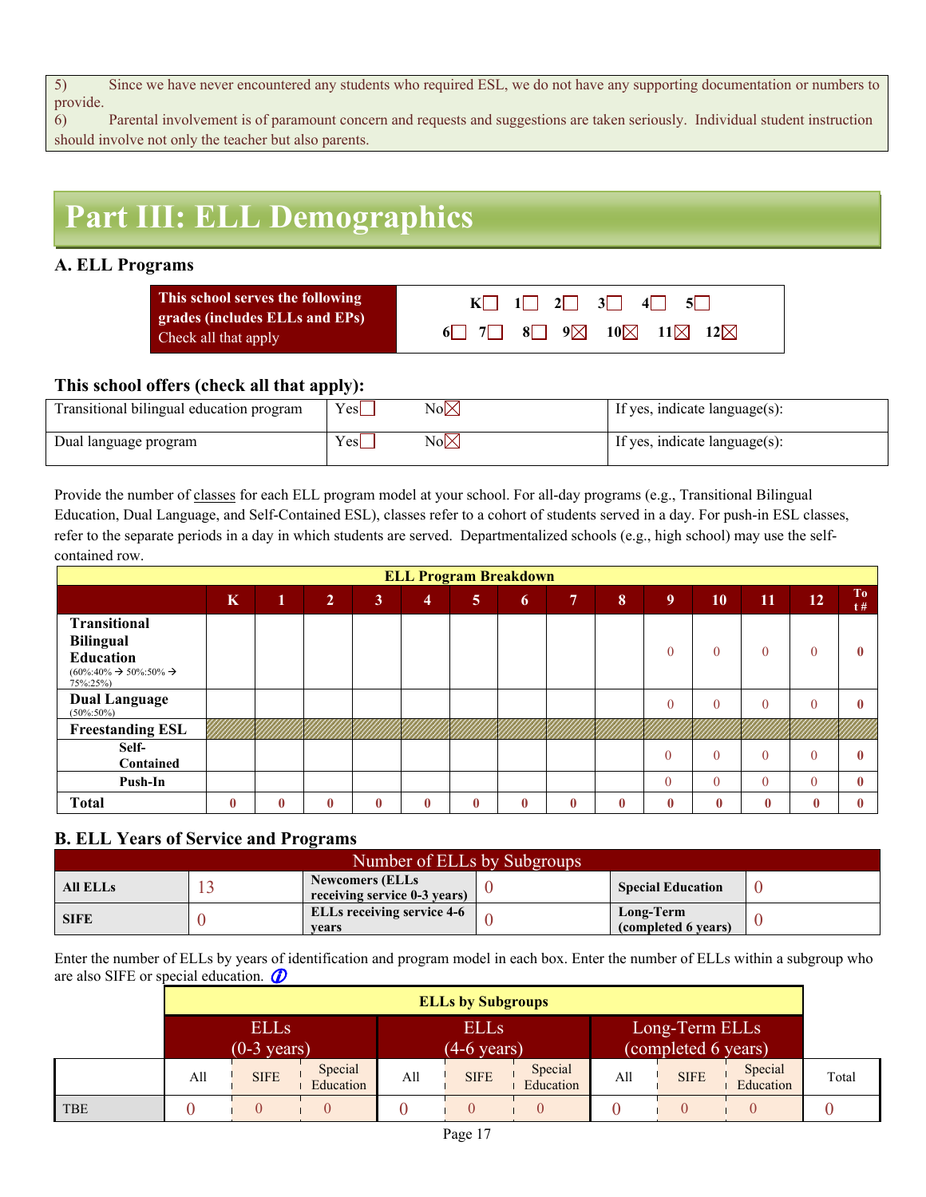5) Since we have never encountered any students who required ESL, we do not have any supporting documentation or numbers to provide.
6) Parental involvement is of paramount concern and requests and suggestions are taken seriously. Individual student instruction should involve not only the teacher but also parents.

# Part III: ELL Demographics

## A. ELL Programs

| This school serves the following grades (includes ELLs and EPs) Check all that apply | K☐ 1☐ 2☐ 3☐ 4☐ 5☐ 6☐ 7☐ 8☐ 9☒ 10☒ 11☒ 12☒ |
|---|---|

### This school offers (check all that apply):

| Transitional bilingual education program | Yes☐ | No☒ | If yes, indicate language(s): |
|---|---|---|---|
| Dual language program | Yes☐ | No☒ | If yes, indicate language(s): |

Provide the number of classes for each ELL program model at your school. For all-day programs (e.g., Transitional Bilingual Education, Dual Language, and Self-Contained ESL), classes refer to a cohort of students served in a day. For push-in ESL classes, refer to the separate periods in a day in which students are served. Departmentalized schools (e.g., high school) may use the self-contained row.

| ELL Program Breakdown | | | | | | | | | | | | | | |
|---|---|---|---|---|---|---|---|---|---|---|---|---|---|---|
| | K | 1 | 2 | 3 | 4 | 5 | 6 | 7 | 8 | 9 | 10 | 11 | 12 | Tot # |
| **Transitional Bilingual Education** (60%:40% → 50%:50% → 75%:25%) | | | | | | | | | | 0 | 0 | 0 | 0 | 0 |
| **Dual Language** (50%:50%) | | | | | | | | | | 0 | 0 | 0 | 0 | 0 |
| **Freestanding ESL** | | | | | | | | | | | | | | |
| Self-Contained | | | | | | | | | | 0 | 0 | 0 | 0 | 0 |
| Push-In | | | | | | | | | | 0 | 0 | 0 | 0 | 0 |
| **Total** | 0 | 0 | 0 | 0 | 0 | 0 | 0 | 0 | 0 | 0 | 0 | 0 | 0 | 0 |

## B. ELL Years of Service and Programs

| Number of ELLs by Subgroups | | | | | |
|---|---|---|---|---|---|
| **All ELLs** | 13 | **Newcomers (ELLs receiving service 0-3 years)** | 0 | **Special Education** | 0 |
| **SIFE** | 0 | **ELLs receiving service 4-6 years** | 0 | **Long-Term (completed 6 years)** | 0 |

Enter the number of ELLs by years of identification and program model in each box. Enter the number of ELLs within a subgroup who are also SIFE or special education.

| | ELLs by Subgroups | | | | | | | | | |
|---|---|---|---|---|---|---|---|---|---|---|
| | ELLs (0-3 years) | | | ELLs (4-6 years) | | | Long-Term ELLs (completed 6 years) | | | |
| | All | SIFE | Special Education | All | SIFE | Special Education | All | SIFE | Special Education | Total |
| TBE | 0 | 0 | 0 | 0 | 0 | 0 | 0 | 0 | 0 | 0 |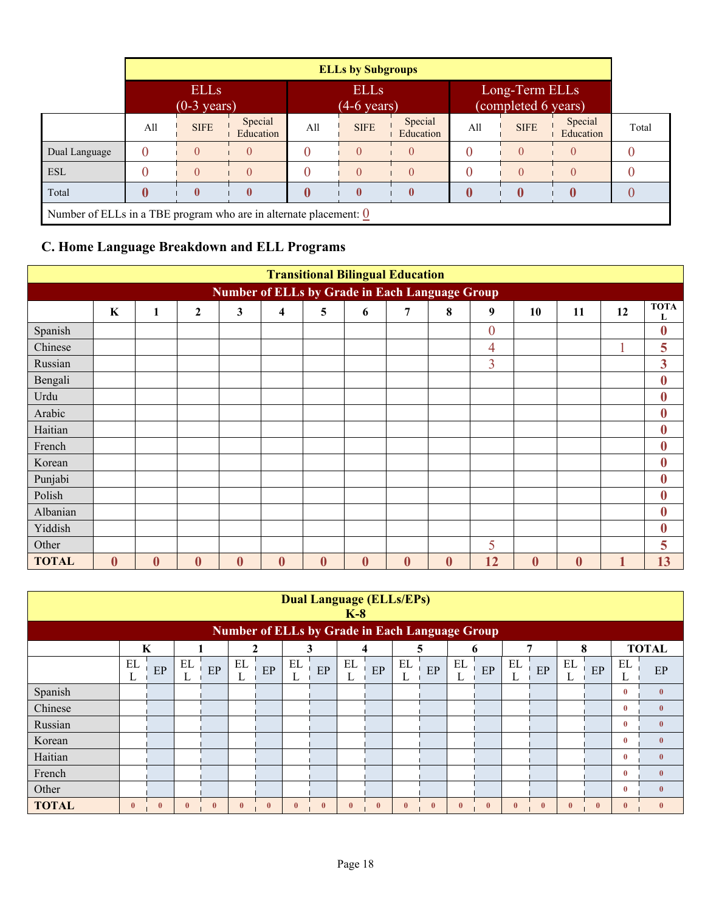| | ELLs by Subgroups | | | | | | | | | |
|---|---|---|---|---|---|---|---|---|---|---|
| | ELLs (0-3 years) | | | ELLs (4-6 years) | | | Long-Term ELLs (completed 6 years) | | | |
| | All | SIFE | Special Education | All | SIFE | Special Education | All | SIFE | Special Education | Total |
| Dual Language | 0 | 0 | 0 | 0 | 0 | 0 | 0 | 0 | 0 | 0 |
| ESL | 0 | 0 | 0 | 0 | 0 | 0 | 0 | 0 | 0 | 0 |
| Total | **0** | **0** | **0** | **0** | **0** | **0** | **0** | **0** | **0** | 0 |
| Number of ELLs in a TBE program who are in alternate placement: 0 | | | | | | | | | | |

### C. Home Language Breakdown and ELL Programs

| Transitional Bilingual Education | | | | | | | | | | | | | | |
|---|---|---|---|---|---|---|---|---|---|---|---|---|---|---|
| Number of ELLs by Grade in Each Language Group | | | | | | | | | | | | | | |
| | K | 1 | 2 | 3 | 4 | 5 | 6 | 7 | 8 | 9 | 10 | 11 | 12 | TOTAL |
| Spanish | | | | | | | | | | 0 | | | | **0** |
| Chinese | | | | | | | | | | 4 | | | 1 | **5** |
| Russian | | | | | | | | | | 3 | | | | **3** |
| Bengali | | | | | | | | | | | | | | **0** |
| Urdu | | | | | | | | | | | | | | **0** |
| Arabic | | | | | | | | | | | | | | **0** |
| Haitian | | | | | | | | | | | | | | **0** |
| French | | | | | | | | | | | | | | **0** |
| Korean | | | | | | | | | | | | | | **0** |
| Punjabi | | | | | | | | | | | | | | **0** |
| Polish | | | | | | | | | | | | | | **0** |
| Albanian | | | | | | | | | | | | | | **0** |
| Yiddish | | | | | | | | | | | | | | **0** |
| Other | | | | | | | | | | 5 | | | | **5** |
| **TOTAL** | **0** | **0** | **0** | **0** | **0** | **0** | **0** | **0** | **0** | **12** | **0** | **0** | **1** | **13** |

| Dual Language (ELLs/EPs) K-8 | | | | | | | | | | | | | | | | | | | | |
|---|---|---|---|---|---|---|---|---|---|---|---|---|---|---|---|---|---|---|---|---|
| Number of ELLs by Grade in Each Language Group | | | | | | | | | | | | | | | | | | | | |
| | K | | 1 | | 2 | | 3 | | 4 | | 5 | | 6 | | 7 | | 8 | | TOTAL | |
| | ELL | EP | ELL | EP | ELL | EP | ELL | EP | ELL | EP | ELL | EP | ELL | EP | ELL | EP | ELL | EP | ELL | EP |
| Spanish | | | | | | | | | | | | | | | | | | | 0 | 0 |
| Chinese | | | | | | | | | | | | | | | | | | | 0 | 0 |
| Russian | | | | | | | | | | | | | | | | | | | 0 | 0 |
| Korean | | | | | | | | | | | | | | | | | | | 0 | 0 |
| Haitian | | | | | | | | | | | | | | | | | | | 0 | 0 |
| French | | | | | | | | | | | | | | | | | | | 0 | 0 |
| Other | | | | | | | | | | | | | | | | | | | 0 | 0 |
| **TOTAL** | 0 | 0 | 0 | 0 | 0 | 0 | 0 | 0 | 0 | 0 | 0 | 0 | 0 | 0 | 0 | 0 | 0 | 0 | 0 | 0 |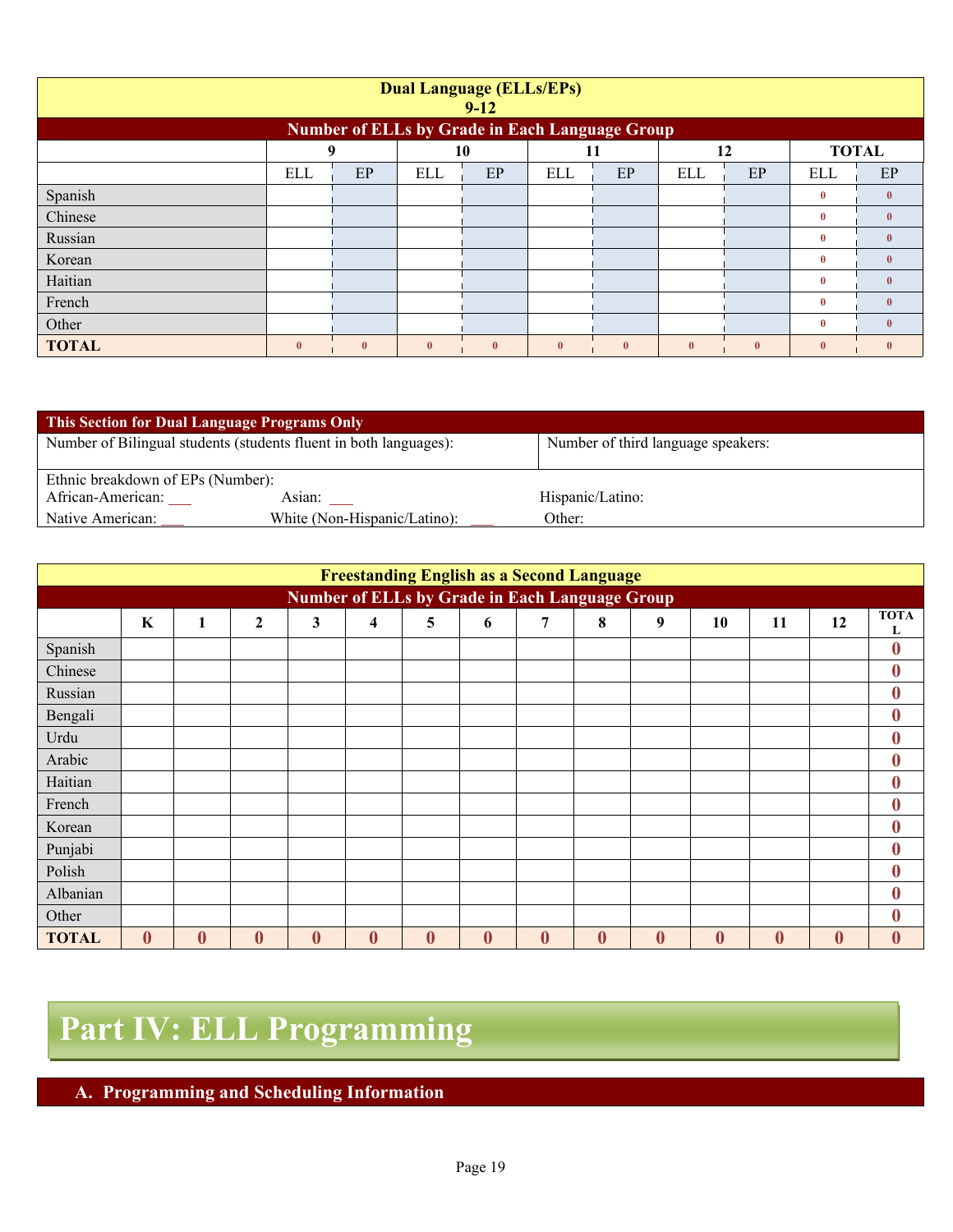| Dual Language (ELLs/EPs) 9-12 | | | | | | | | | | |
|---|---|---|---|---|---|---|---|---|---|---|
| **Number of ELLs by Grade in Each Language Group** | | | | | | | | | | |
| | **9** | | **10** | | **11** | | **12** | | **TOTAL** | |
| | ELL | EP | ELL | EP | ELL | EP | ELL | EP | ELL | EP |
| Spanish | | | | | | | | | 0 | 0 |
| Chinese | | | | | | | | | 0 | 0 |
| Russian | | | | | | | | | 0 | 0 |
| Korean | | | | | | | | | 0 | 0 |
| Haitian | | | | | | | | | 0 | 0 |
| French | | | | | | | | | 0 | 0 |
| Other | | | | | | | | | 0 | 0 |
| **TOTAL** | 0 | 0 | 0 | 0 | 0 | 0 | 0 | 0 | 0 | 0 |

| This Section for Dual Language Programs Only | |
|---|---|
| Number of Bilingual students (students fluent in both languages): | Number of third language speakers: |

Ethnic breakdown of EPs (Number):
African-American: ___ Asian: ___ Hispanic/Latino:
Native American: ___ White (Non-Hispanic/Latino): ___ Other:

| Freestanding English as a Second Language | | | | | | | | | | | | | | |
|---|---|---|---|---|---|---|---|---|---|---|---|---|---|---|
| **Number of ELLs by Grade in Each Language Group** | | | | | | | | | | | | | | |
| | **K** | **1** | **2** | **3** | **4** | **5** | **6** | **7** | **8** | **9** | **10** | **11** | **12** | **TOTAL** |
| Spanish | | | | | | | | | | | | | | 0 |
| Chinese | | | | | | | | | | | | | | 0 |
| Russian | | | | | | | | | | | | | | 0 |
| Bengali | | | | | | | | | | | | | | 0 |
| Urdu | | | | | | | | | | | | | | 0 |
| Arabic | | | | | | | | | | | | | | 0 |
| Haitian | | | | | | | | | | | | | | 0 |
| French | | | | | | | | | | | | | | 0 |
| Korean | | | | | | | | | | | | | | 0 |
| Punjabi | | | | | | | | | | | | | | 0 |
| Polish | | | | | | | | | | | | | | 0 |
| Albanian | | | | | | | | | | | | | | 0 |
| Other | | | | | | | | | | | | | | 0 |
| **TOTAL** | 0 | 0 | 0 | 0 | 0 | 0 | 0 | 0 | 0 | 0 | 0 | 0 | 0 | 0 |

# Part IV: ELL Programming

## A. Programming and Scheduling Information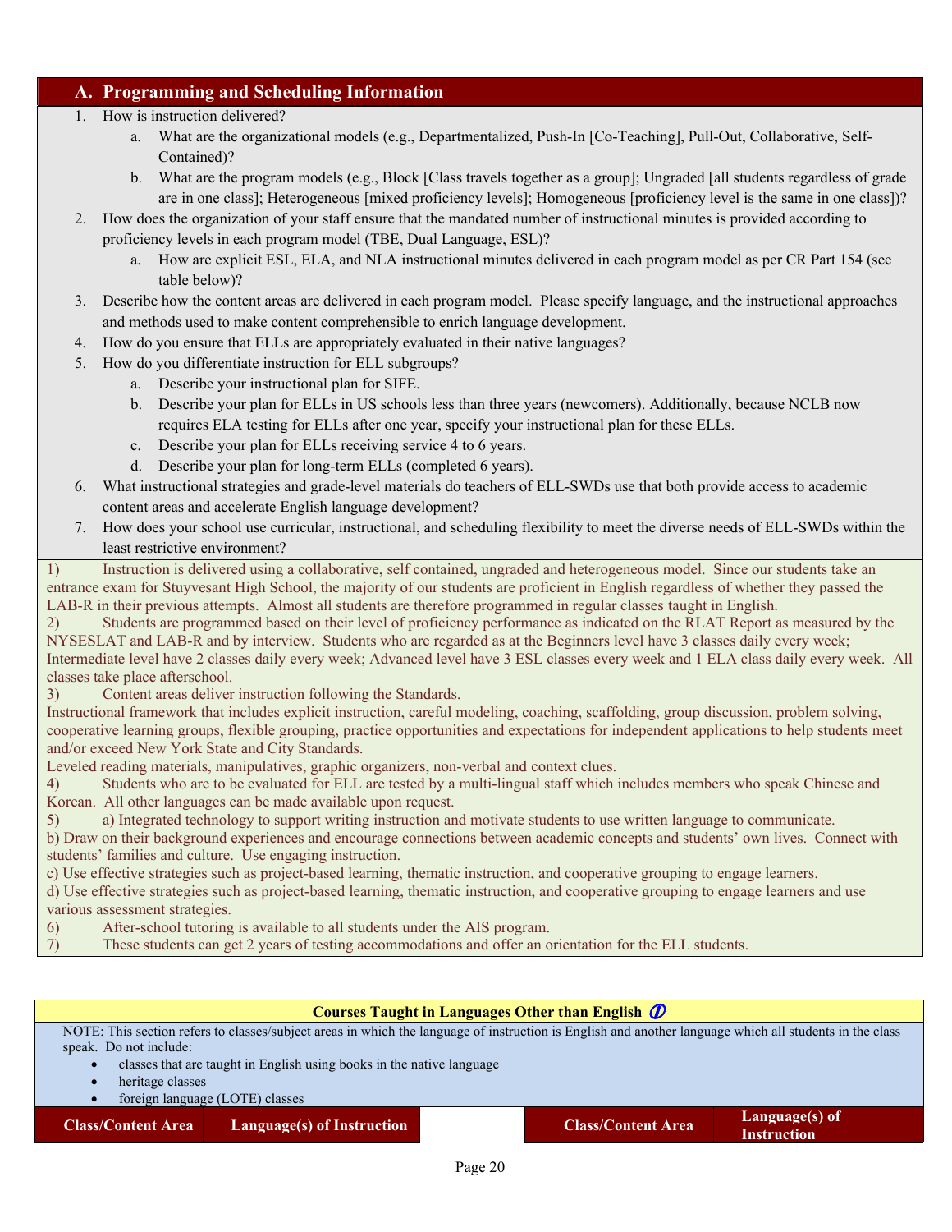## A. Programming and Scheduling Information

1. How is instruction delivered?
    a. What are the organizational models (e.g., Departmentalized, Push-In [Co-Teaching], Pull-Out, Collaborative, Self-Contained)?
    b. What are the program models (e.g., Block [Class travels together as a group]; Ungraded [all students regardless of grade are in one class]; Heterogeneous [mixed proficiency levels]; Homogeneous [proficiency level is the same in one class])?
2. How does the organization of your staff ensure that the mandated number of instructional minutes is provided according to proficiency levels in each program model (TBE, Dual Language, ESL)?
    a. How are explicit ESL, ELA, and NLA instructional minutes delivered in each program model as per CR Part 154 (see table below)?
3. Describe how the content areas are delivered in each program model. Please specify language, and the instructional approaches and methods used to make content comprehensible to enrich language development.
4. How do you ensure that ELLs are appropriately evaluated in their native languages?
5. How do you differentiate instruction for ELL subgroups?
    a. Describe your instructional plan for SIFE.
    b. Describe your plan for ELLs in US schools less than three years (newcomers). Additionally, because NCLB now requires ELA testing for ELLs after one year, specify your instructional plan for these ELLs.
    c. Describe your plan for ELLs receiving service 4 to 6 years.
    d. Describe your plan for long-term ELLs (completed 6 years).
6. What instructional strategies and grade-level materials do teachers of ELL-SWDs use that both provide access to academic content areas and accelerate English language development?
7. How does your school use curricular, instructional, and scheduling flexibility to meet the diverse needs of ELL-SWDs within the least restrictive environment?

1) Instruction is delivered using a collaborative, self contained, ungraded and heterogeneous model. Since our students take an entrance exam for Stuyvesant High School, the majority of our students are proficient in English regardless of whether they passed the LAB-R in their previous attempts. Almost all students are therefore programmed in regular classes taught in English.

2) Students are programmed based on their level of proficiency performance as indicated on the RLAT Report as measured by the NYSESLAT and LAB-R and by interview. Students who are regarded as at the Beginners level have 3 classes daily every week; Intermediate level have 2 classes daily every week; Advanced level have 3 ESL classes every week and 1 ELA class daily every week. All classes take place afterschool.

3) Content areas deliver instruction following the Standards.
Instructional framework that includes explicit instruction, careful modeling, coaching, scaffolding, group discussion, problem solving, cooperative learning groups, flexible grouping, practice opportunities and expectations for independent applications to help students meet and/or exceed New York State and City Standards.
Leveled reading materials, manipulatives, graphic organizers, non-verbal and context clues.

4) Students who are to be evaluated for ELL are tested by a multi-lingual staff which includes members who speak Chinese and Korean. All other languages can be made available upon request.

5) a) Integrated technology to support writing instruction and motivate students to use written language to communicate.
b) Draw on their background experiences and encourage connections between academic concepts and students' own lives. Connect with students' families and culture. Use engaging instruction.
c) Use effective strategies such as project-based learning, thematic instruction, and cooperative grouping to engage learners.
d) Use effective strategies such as project-based learning, thematic instruction, and cooperative grouping to engage learners and use various assessment strategies.

6) After-school tutoring is available to all students under the AIS program.

7) These students can get 2 years of testing accommodations and offer an orientation for the ELL students.

### Courses Taught in Languages Other than English

NOTE: This section refers to classes/subject areas in which the language of instruction is English and another language which all students in the class speak. Do not include:

- classes that are taught in English using books in the native language
- heritage classes
- foreign language (LOTE) classes

| Class/Content Area | Language(s) of Instruction | | Class/Content Area | Language(s) of Instruction |
|---|---|---|---|---|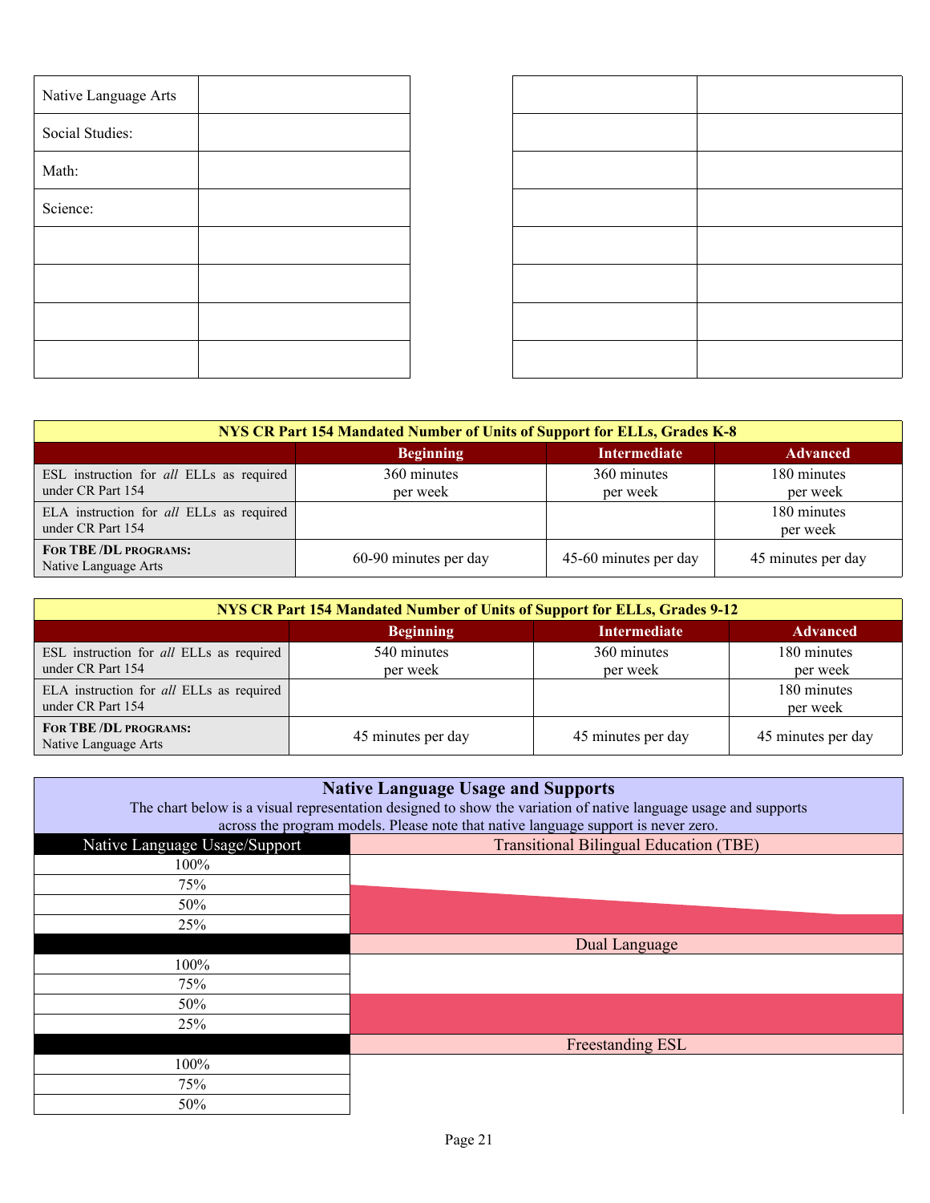| | |
|---|---|
| Native Language Arts | |
| Social Studies: | |
| Math: | |
| Science: | |
| | |
| | |
| | |
| | |

| | |
|---|---|
| | |
| | |
| | |
| | |
| | |
| | |
| | |
| | |

| NYS CR Part 154 Mandated Number of Units of Support for ELLs, Grades K-8 | | | |
|---|---|---|---|
| | **Beginning** | **Intermediate** | **Advanced** |
| ESL instruction for *all* ELLs as required under CR Part 154 | 360 minutes per week | 360 minutes per week | 180 minutes per week |
| ELA instruction for *all* ELLs as required under CR Part 154 | | | 180 minutes per week |
| **FOR TBE /DL PROGRAMS:** Native Language Arts | 60-90 minutes per day | 45-60 minutes per day | 45 minutes per day |

| NYS CR Part 154 Mandated Number of Units of Support for ELLs, Grades 9-12 | | | |
|---|---|---|---|
| | **Beginning** | **Intermediate** | **Advanced** |
| ESL instruction for *all* ELLs as required under CR Part 154 | 540 minutes per week | 360 minutes per week | 180 minutes per week |
| ELA instruction for *all* ELLs as required under CR Part 154 | | | 180 minutes per week |
| **FOR TBE /DL PROGRAMS:** Native Language Arts | 45 minutes per day | 45 minutes per day | 45 minutes per day |

## Native Language Usage and Supports

The chart below is a visual representation designed to show the variation of native language usage and supports across the program models. Please note that native language support is never zero.

| Native Language Usage/Support | Transitional Bilingual Education (TBE) |
|---|---|
| 100% | |
| 75% | |
| 50% | |
| 25% | |
| | **Dual Language** |
| 100% | |
| 75% | |
| 50% | |
| 25% | |
| | **Freestanding ESL** |
| 100% | |
| 75% | |
| 50% | |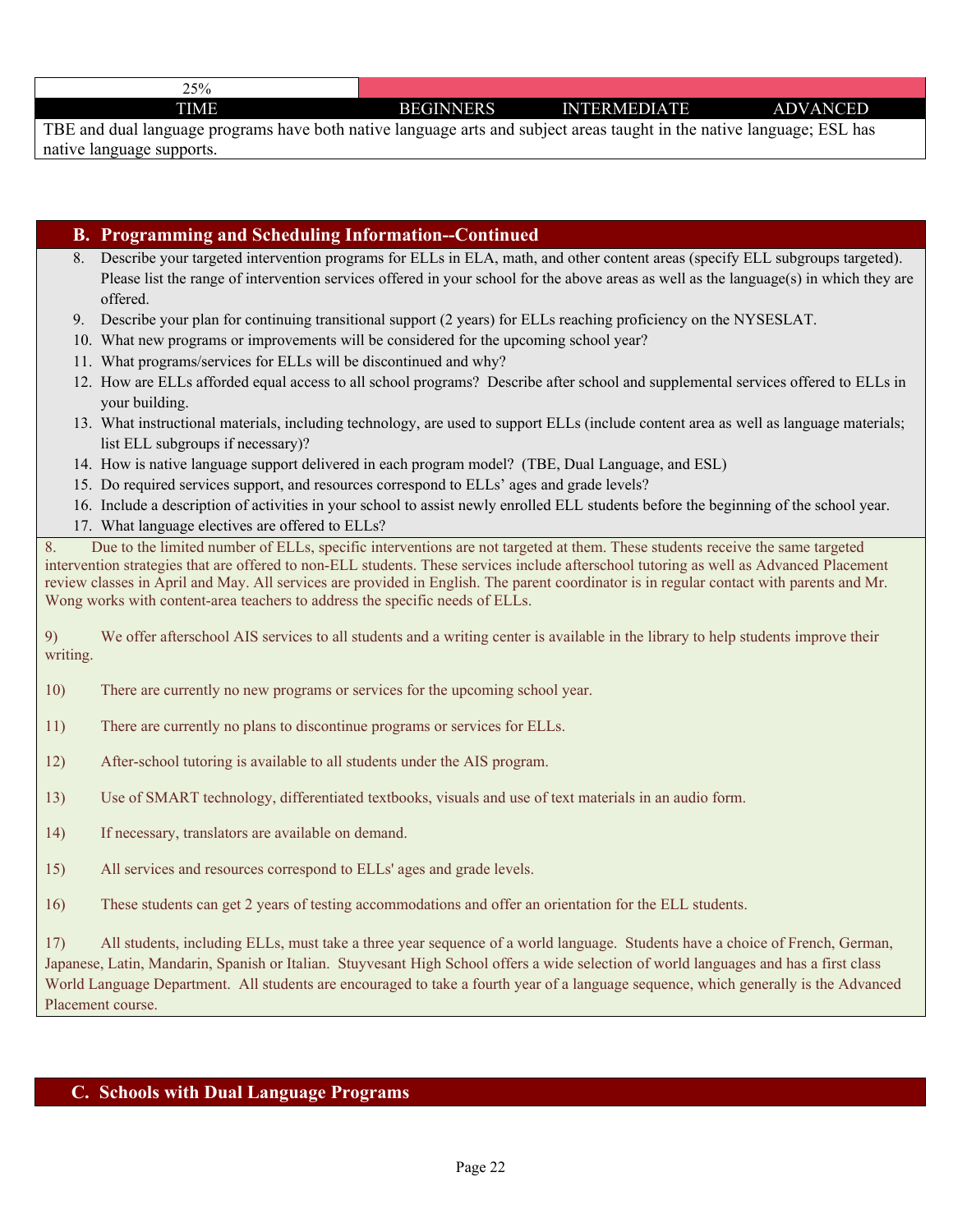| 25% | | | |
|---|---|---|---|
| TIME | BEGINNERS | INTERMEDIATE | ADVANCED |

TBE and dual language programs have both native language arts and subject areas taught in the native language; ESL has native language supports.

## B. Programming and Scheduling Information--Continued

8. Describe your targeted intervention programs for ELLs in ELA, math, and other content areas (specify ELL subgroups targeted). Please list the range of intervention services offered in your school for the above areas as well as the language(s) in which they are offered.
9. Describe your plan for continuing transitional support (2 years) for ELLs reaching proficiency on the NYSESLAT.
10. What new programs or improvements will be considered for the upcoming school year?
11. What programs/services for ELLs will be discontinued and why?
12. How are ELLs afforded equal access to all school programs? Describe after school and supplemental services offered to ELLs in your building.
13. What instructional materials, including technology, are used to support ELLs (include content area as well as language materials; list ELL subgroups if necessary)?
14. How is native language support delivered in each program model? (TBE, Dual Language, and ESL)
15. Do required services support, and resources correspond to ELLs' ages and grade levels?
16. Include a description of activities in your school to assist newly enrolled ELL students before the beginning of the school year.
17. What language electives are offered to ELLs?

8. Due to the limited number of ELLs, specific interventions are not targeted at them. These students receive the same targeted intervention strategies that are offered to non-ELL students. These services include afterschool tutoring as well as Advanced Placement review classes in April and May. All services are provided in English. The parent coordinator is in regular contact with parents and Mr. Wong works with content-area teachers to address the specific needs of ELLs.

9) We offer afterschool AIS services to all students and a writing center is available in the library to help students improve their writing.

10) There are currently no new programs or services for the upcoming school year.

11) There are currently no plans to discontinue programs or services for ELLs.

12) After-school tutoring is available to all students under the AIS program.

13) Use of SMART technology, differentiated textbooks, visuals and use of text materials in an audio form.

14) If necessary, translators are available on demand.

15) All services and resources correspond to ELLs' ages and grade levels.

16) These students can get 2 years of testing accommodations and offer an orientation for the ELL students.

17) All students, including ELLs, must take a three year sequence of a world language. Students have a choice of French, German, Japanese, Latin, Mandarin, Spanish or Italian. Stuyvesant High School offers a wide selection of world languages and has a first class World Language Department. All students are encouraged to take a fourth year of a language sequence, which generally is the Advanced Placement course.

## C. Schools with Dual Language Programs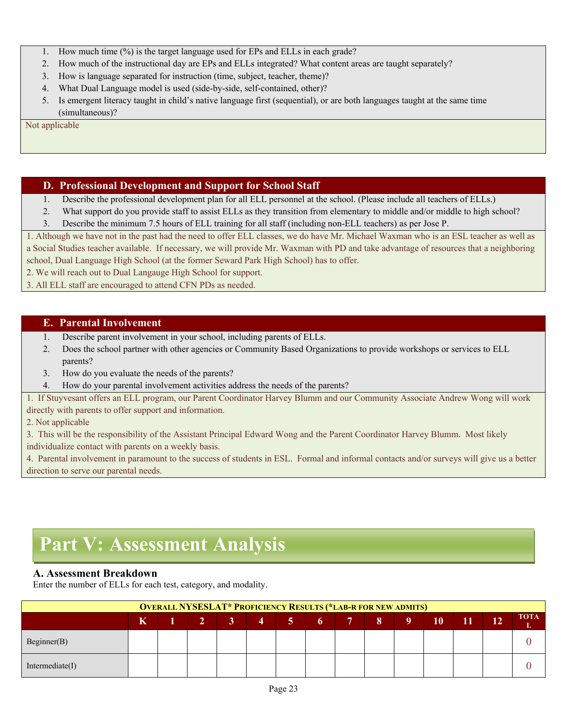1. How much time (%) is the target language used for EPs and ELLs in each grade?
2. How much of the instructional day are EPs and ELLs integrated? What content areas are taught separately?
3. How is language separated for instruction (time, subject, teacher, theme)?
4. What Dual Language model is used (side-by-side, self-contained, other)?
5. Is emergent literacy taught in child's native language first (sequential), or are both languages taught at the same time (simultaneous)?

Not applicable

## D. Professional Development and Support for School Staff

1. Describe the professional development plan for all ELL personnel at the school. (Please include all teachers of ELLs.)
2. What support do you provide staff to assist ELLs as they transition from elementary to middle and/or middle to high school?
3. Describe the minimum 7.5 hours of ELL training for all staff (including non-ELL teachers) as per Jose P.

1. Although we have not in the past had the need to offer ELL classes, we do have Mr. Michael Waxman who is an ESL teacher as well as a Social Studies teacher available. If necessary, we will provide Mr. Waxman with PD and take advantage of resources that a neighboring school, Dual Language High School (at the former Seward Park High School) has to offer.
2. We will reach out to Dual Langauge High School for support.
3. All ELL staff are encouraged to attend CFN PDs as needed.

## E. Parental Involvement

1. Describe parent involvement in your school, including parents of ELLs.
2. Does the school partner with other agencies or Community Based Organizations to provide workshops or services to ELL parents?
3. How do you evaluate the needs of the parents?
4. How do your parental involvement activities address the needs of the parents?

1. If Stuyvesant offers an ELL program, our Parent Coordinator Harvey Blumm and our Community Associate Andrew Wong will work directly with parents to offer support and information.
2. Not applicable
3. This will be the responsibility of the Assistant Principal Edward Wong and the Parent Coordinator Harvey Blumm. Most likely individualize contact with parents on a weekly basis.
4. Parental involvement in paramount to the success of students in ESL. Formal and informal contacts and/or surveys will give us a better direction to serve our parental needs.

# Part V: Assessment Analysis

### A. Assessment Breakdown

Enter the number of ELLs for each test, category, and modality.

| OVERALL NYSESLAT* PROFICIENCY RESULTS (*LAB-R FOR NEW ADMITS) | | | | | | | | | | | | | | |
|---|---|---|---|---|---|---|---|---|---|---|---|---|---|---|
| | K | 1 | 2 | 3 | 4 | 5 | 6 | 7 | 8 | 9 | 10 | 11 | 12 | TOTAL |
| Beginner(B) | | | | | | | | | | | | | | 0 |
| Intermediate(I) | | | | | | | | | | | | | | 0 |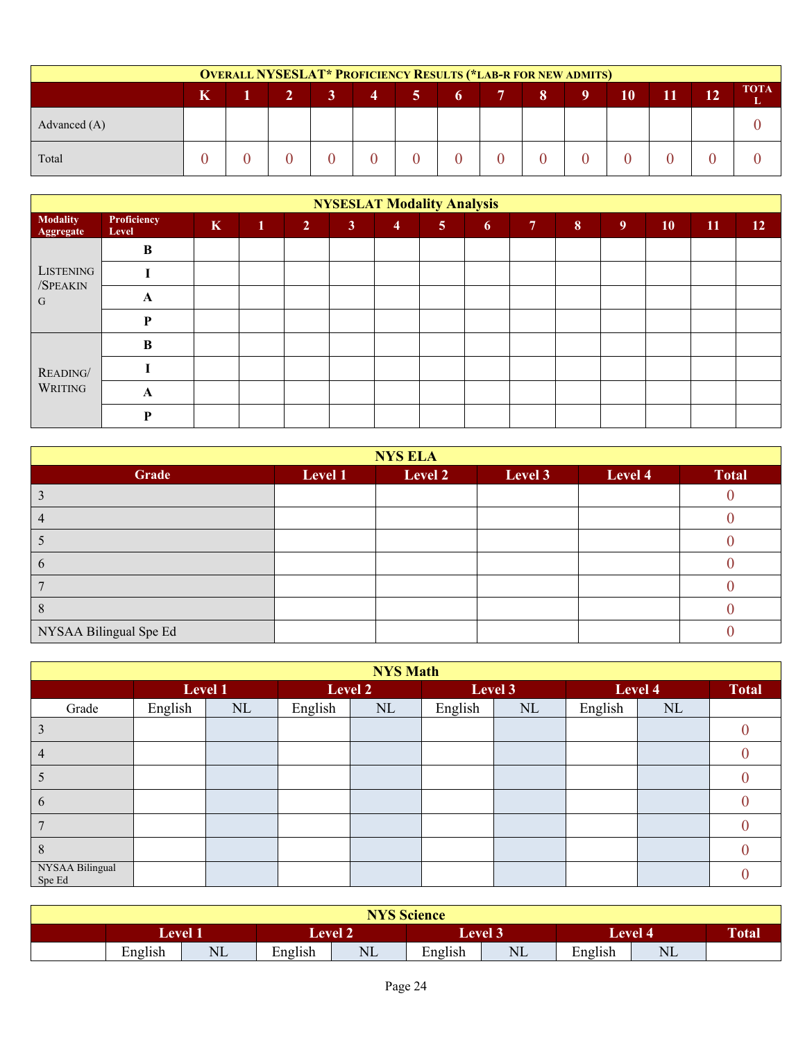| OVERALL NYSESLAT* PROFICIENCY RESULTS (*LAB-R FOR NEW ADMITS) | | | | | | | | | | | | | | |
|---|---|---|---|---|---|---|---|---|---|---|---|---|---|---|
| | K | 1 | 2 | 3 | 4 | 5 | 6 | 7 | 8 | 9 | 10 | 11 | 12 | TOTAL |
| Advanced (A) | | | | | | | | | | | | | | 0 |
| Total | 0 | 0 | 0 | 0 | 0 | 0 | 0 | 0 | 0 | 0 | 0 | 0 | 0 | 0 |

| NYSESLAT Modality Analysis | | | | | | | | | | | | | | |
|---|---|---|---|---|---|---|---|---|---|---|---|---|---|---|
| Modality Aggregate | Proficiency Level | K | 1 | 2 | 3 | 4 | 5 | 6 | 7 | 8 | 9 | 10 | 11 | 12 |
| LISTENING/SPEAKING | B | | | | | | | | | | | | | |
| | I | | | | | | | | | | | | | |
| | A | | | | | | | | | | | | | |
| | P | | | | | | | | | | | | | |
| READING/WRITING | B | | | | | | | | | | | | | |
| | I | | | | | | | | | | | | | |
| | A | | | | | | | | | | | | | |
| | P | | | | | | | | | | | | | |

| NYS ELA | | | | | |
|---|---|---|---|---|---|
| Grade | Level 1 | Level 2 | Level 3 | Level 4 | Total |
| 3 | | | | | 0 |
| 4 | | | | | 0 |
| 5 | | | | | 0 |
| 6 | | | | | 0 |
| 7 | | | | | 0 |
| 8 | | | | | 0 |
| NYSAA Bilingual Spe Ed | | | | | 0 |

| NYS Math | | | | | | | | | |
|---|---|---|---|---|---|---|---|---|---|
| | Level 1 | | Level 2 | | Level 3 | | Level 4 | | Total |
| Grade | English | NL | English | NL | English | NL | English | NL | |
| 3 | | | | | | | | | 0 |
| 4 | | | | | | | | | 0 |
| 5 | | | | | | | | | 0 |
| 6 | | | | | | | | | 0 |
| 7 | | | | | | | | | 0 |
| 8 | | | | | | | | | 0 |
| NYSAA Bilingual Spe Ed | | | | | | | | | 0 |

| NYS Science | | | | | | | | | |
|---|---|---|---|---|---|---|---|---|---|
| | Level 1 | | Level 2 | | Level 3 | | Level 4 | | Total |
| | English | NL | English | NL | English | NL | English | NL | |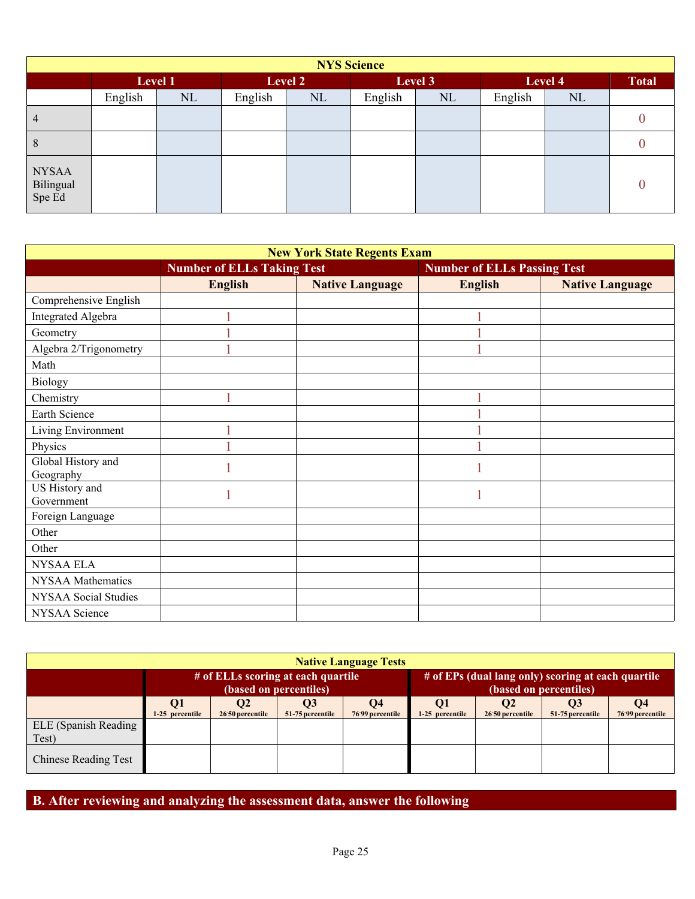| NYS Science | | | | | | | | | |
|---|---|---|---|---|---|---|---|---|---|
| | Level 1 | | Level 2 | | Level 3 | | Level 4 | | Total |
| | English | NL | English | NL | English | NL | English | NL | |
| 4 | | | | | | | | | 0 |
| 8 | | | | | | | | | 0 |
| NYSAA Bilingual Spe Ed | | | | | | | | | 0 |

| New York State Regents Exam | | | | |
|---|---|---|---|---|
| | Number of ELLs Taking Test | | Number of ELLs Passing Test | |
| | English | Native Language | English | Native Language |
| Comprehensive English | | | | |
| Integrated Algebra | 1 | | 1 | |
| Geometry | 1 | | 1 | |
| Algebra 2/Trigonometry | 1 | | 1 | |
| Math | | | | |
| Biology | | | | |
| Chemistry | 1 | | 1 | |
| Earth Science | | | 1 | |
| Living Environment | 1 | | 1 | |
| Physics | 1 | | 1 | |
| Global History and Geography | 1 | | 1 | |
| US History and Government | 1 | | 1 | |
| Foreign Language | | | | |
| Other | | | | |
| Other | | | | |
| NYSAA ELA | | | | |
| NYSAA Mathematics | | | | |
| NYSAA Social Studies | | | | |
| NYSAA Science | | | | |

| Native Language Tests | | | | | | | | |
|---|---|---|---|---|---|---|---|---|
| | # of ELLs scoring at each quartile (based on percentiles) | | | | # of EPs (dual lang only) scoring at each quartile (based on percentiles) | | | |
| | Q1 1-25 percentile | Q2 26-50 percentile | Q3 51-75 percentile | Q4 76-99 percentile | Q1 1-25 percentile | Q2 26-50 percentile | Q3 51-75 percentile | Q4 76-99 percentile |
| ELE (Spanish Reading Test) | | | | | | | | |
| Chinese Reading Test | | | | | | | | |

## B. After reviewing and analyzing the assessment data, answer the following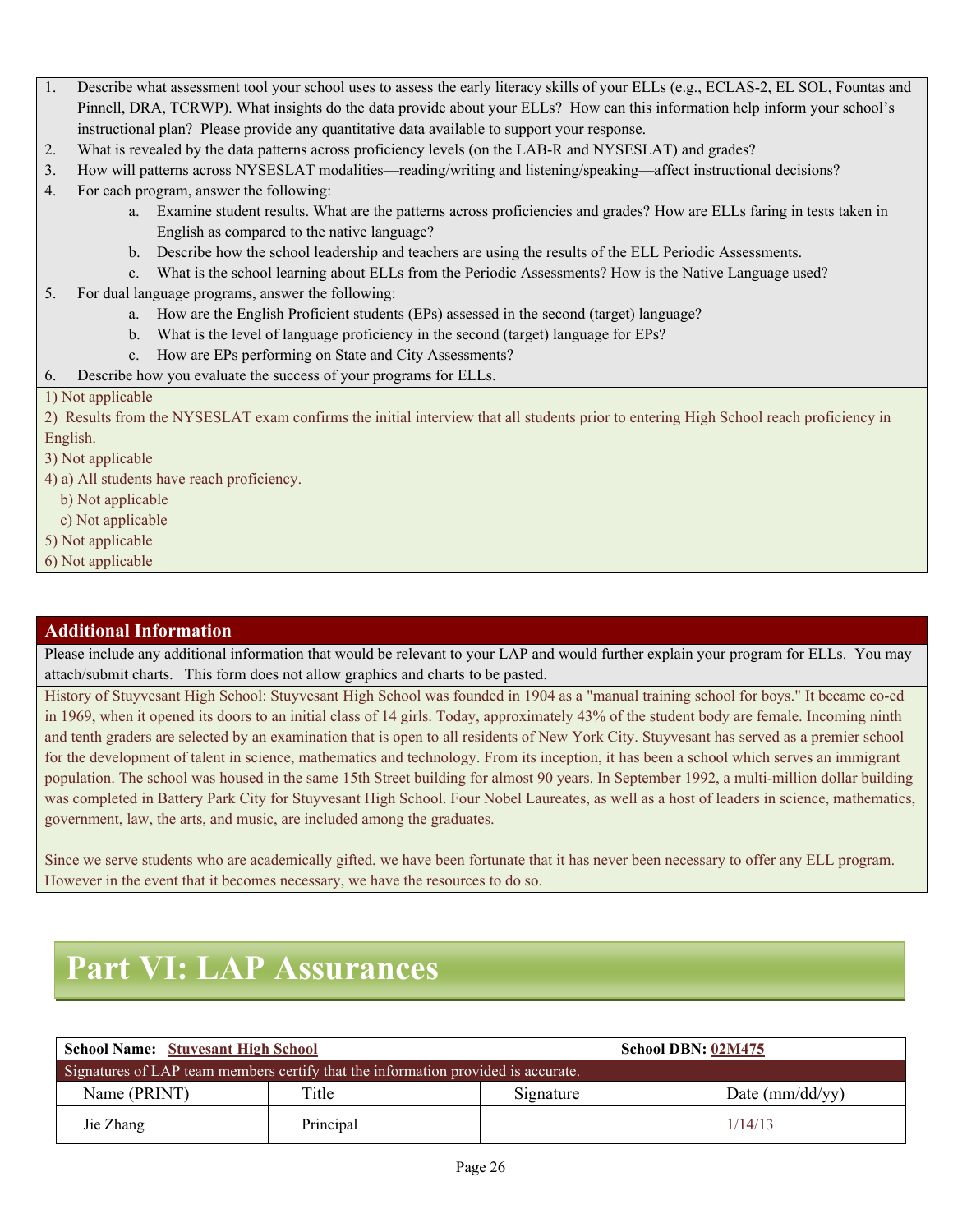1. Describe what assessment tool your school uses to assess the early literacy skills of your ELLs (e.g., ECLAS-2, EL SOL, Fountas and Pinnell, DRA, TCRWP). What insights do the data provide about your ELLs? How can this information help inform your school's instructional plan? Please provide any quantitative data available to support your response.
2. What is revealed by the data patterns across proficiency levels (on the LAB-R and NYSESLAT) and grades?
3. How will patterns across NYSESLAT modalities—reading/writing and listening/speaking—affect instructional decisions?
4. For each program, answer the following:
   a. Examine student results. What are the patterns across proficiencies and grades? How are ELLs faring in tests taken in English as compared to the native language?
   b. Describe how the school leadership and teachers are using the results of the ELL Periodic Assessments.
   c. What is the school learning about ELLs from the Periodic Assessments? How is the Native Language used?
5. For dual language programs, answer the following:
   a. How are the English Proficient students (EPs) assessed in the second (target) language?
   b. What is the level of language proficiency in the second (target) language for EPs?
   c. How are EPs performing on State and City Assessments?
6. Describe how you evaluate the success of your programs for ELLs.

1) Not applicable
2) Results from the NYSESLAT exam confirms the initial interview that all students prior to entering High School reach proficiency in English.
3) Not applicable
4) a) All students have reach proficiency.
   b) Not applicable
   c) Not applicable
5) Not applicable
6) Not applicable

## Additional Information

Please include any additional information that would be relevant to your LAP and would further explain your program for ELLs. You may attach/submit charts. This form does not allow graphics and charts to be pasted.

History of Stuyvesant High School: Stuyvesant High School was founded in 1904 as a "manual training school for boys." It became co-ed in 1969, when it opened its doors to an initial class of 14 girls. Today, approximately 43% of the student body are female. Incoming ninth and tenth graders are selected by an examination that is open to all residents of New York City. Stuyvesant has served as a premier school for the development of talent in science, mathematics and technology. From its inception, it has been a school which serves an immigrant population. The school was housed in the same 15th Street building for almost 90 years. In September 1992, a multi-million dollar building was completed in Battery Park City for Stuyvesant High School. Four Nobel Laureates, as well as a host of leaders in science, mathematics, government, law, the arts, and music, are included among the graduates.

Since we serve students who are academically gifted, we have been fortunate that it has never been necessary to offer any ELL program. However in the event that it becomes necessary, we have the resources to do so.

# Part VI: LAP Assurances

**School Name:** Stuvesant High School **School DBN:** 02M475

Signatures of LAP team members certify that the information provided is accurate.

| Name (PRINT) | Title | Signature | Date (mm/dd/yy) |
|---|---|---|---|
| Jie Zhang | Principal | | 1/14/13 |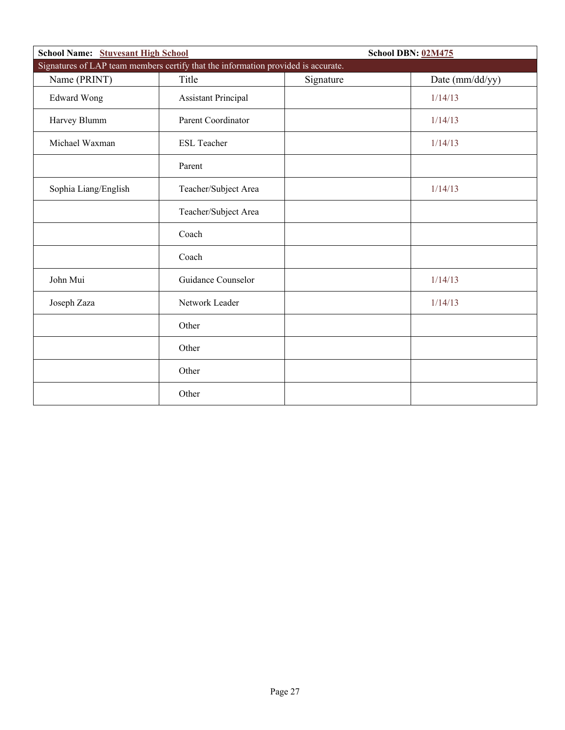**School Name:** Stuyvesant High School **School DBN:** 02M475

Signatures of LAP team members certify that the information provided is accurate.

| Name (PRINT) | Title | Signature | Date (mm/dd/yy) |
|---|---|---|---|
| Edward Wong | Assistant Principal | | 1/14/13 |
| Harvey Blumm | Parent Coordinator | | 1/14/13 |
| Michael Waxman | ESL Teacher | | 1/14/13 |
| | Parent | | |
| Sophia Liang/English | Teacher/Subject Area | | 1/14/13 |
| | Teacher/Subject Area | | |
| | Coach | | |
| | Coach | | |
| John Mui | Guidance Counselor | | 1/14/13 |
| Joseph Zaza | Network Leader | | 1/14/13 |
| | Other | | |
| | Other | | |
| | Other | | |
| | Other | | |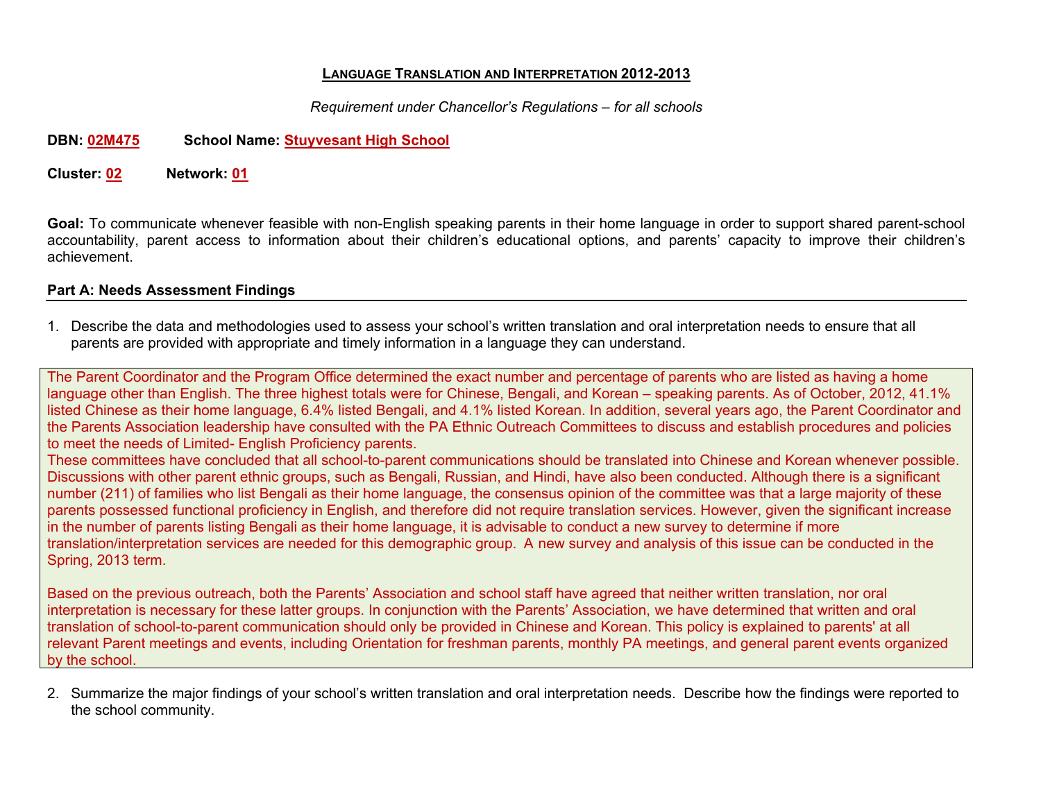## Language Translation and Interpretation 2012-2013

*Requirement under Chancellor's Regulations – for all schools*

**DBN:** 02M475 **School Name:** Stuyvesant High School

**Cluster:** 02 **Network:** 01

**Goal:** To communicate whenever feasible with non-English speaking parents in their home language in order to support shared parent-school accountability, parent access to information about their children's educational options, and parents' capacity to improve their children's achievement.

### Part A: Needs Assessment Findings

1. Describe the data and methodologies used to assess your school's written translation and oral interpretation needs to ensure that all parents are provided with appropriate and timely information in a language they can understand.

The Parent Coordinator and the Program Office determined the exact number and percentage of parents who are listed as having a home language other than English. The three highest totals were for Chinese, Bengali, and Korean – speaking parents. As of October, 2012, 41.1% listed Chinese as their home language, 6.4% listed Bengali, and 4.1% listed Korean. In addition, several years ago, the Parent Coordinator and the Parents Association leadership have consulted with the PA Ethnic Outreach Committees to discuss and establish procedures and policies to meet the needs of Limited- English Proficiency parents.
These committees have concluded that all school-to-parent communications should be translated into Chinese and Korean whenever possible. Discussions with other parent ethnic groups, such as Bengali, Russian, and Hindi, have also been conducted. Although there is a significant number (211) of families who list Bengali as their home language, the consensus opinion of the committee was that a large majority of these parents possessed functional proficiency in English, and therefore did not require translation services. However, given the significant increase in the number of parents listing Bengali as their home language, it is advisable to conduct a new survey to determine if more translation/interpretation services are needed for this demographic group. A new survey and analysis of this issue can be conducted in the Spring, 2013 term.

Based on the previous outreach, both the Parents' Association and school staff have agreed that neither written translation, nor oral interpretation is necessary for these latter groups. In conjunction with the Parents' Association, we have determined that written and oral translation of school-to-parent communication should only be provided in Chinese and Korean. This policy is explained to parents' at all relevant Parent meetings and events, including Orientation for freshman parents, monthly PA meetings, and general parent events organized by the school.

2. Summarize the major findings of your school's written translation and oral interpretation needs. Describe how the findings were reported to the school community.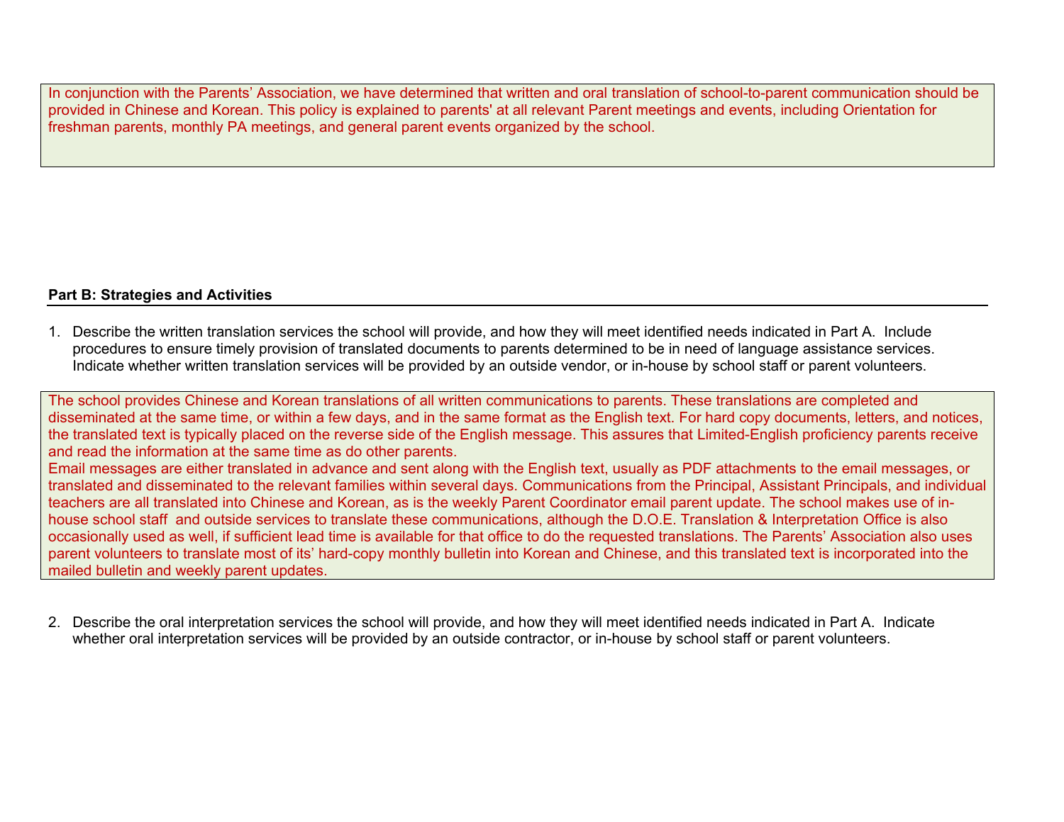In conjunction with the Parents' Association, we have determined that written and oral translation of school-to-parent communication should be provided in Chinese and Korean. This policy is explained to parents' at all relevant Parent meetings and events, including Orientation for freshman parents, monthly PA meetings, and general parent events organized by the school.

**Part B: Strategies and Activities**

1. Describe the written translation services the school will provide, and how they will meet identified needs indicated in Part A. Include procedures to ensure timely provision of translated documents to parents determined to be in need of language assistance services. Indicate whether written translation services will be provided by an outside vendor, or in-house by school staff or parent volunteers.

The school provides Chinese and Korean translations of all written communications to parents. These translations are completed and disseminated at the same time, or within a few days, and in the same format as the English text. For hard copy documents, letters, and notices, the translated text is typically placed on the reverse side of the English message. This assures that Limited-English proficiency parents receive and read the information at the same time as do other parents.
Email messages are either translated in advance and sent along with the English text, usually as PDF attachments to the email messages, or translated and disseminated to the relevant families within several days. Communications from the Principal, Assistant Principals, and individual teachers are all translated into Chinese and Korean, as is the weekly Parent Coordinator email parent update. The school makes use of in-house school staff and outside services to translate these communications, although the D.O.E. Translation & Interpretation Office is also occasionally used as well, if sufficient lead time is available for that office to do the requested translations. The Parents' Association also uses parent volunteers to translate most of its' hard-copy monthly bulletin into Korean and Chinese, and this translated text is incorporated into the mailed bulletin and weekly parent updates.

2. Describe the oral interpretation services the school will provide, and how they will meet identified needs indicated in Part A. Indicate whether oral interpretation services will be provided by an outside contractor, or in-house by school staff or parent volunteers.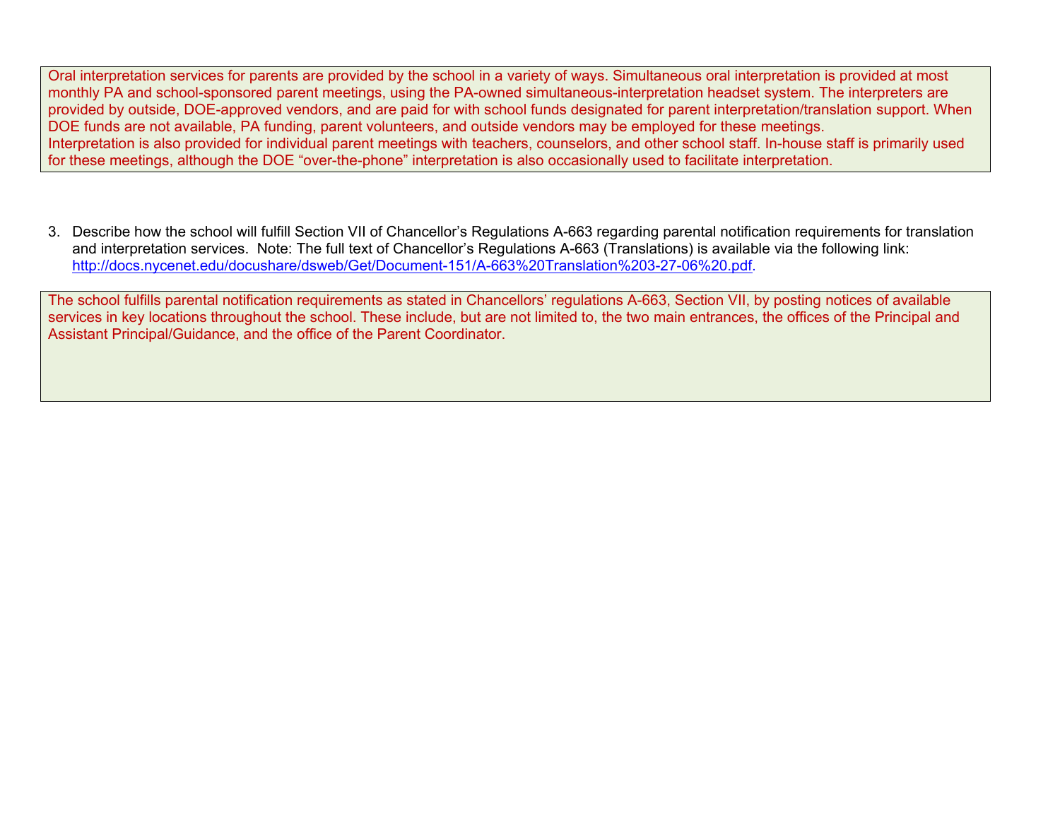Oral interpretation services for parents are provided by the school in a variety of ways. Simultaneous oral interpretation is provided at most monthly PA and school-sponsored parent meetings, using the PA-owned simultaneous-interpretation headset system. The interpreters are provided by outside, DOE-approved vendors, and are paid for with school funds designated for parent interpretation/translation support. When DOE funds are not available, PA funding, parent volunteers, and outside vendors may be employed for these meetings.
Interpretation is also provided for individual parent meetings with teachers, counselors, and other school staff. In-house staff is primarily used for these meetings, although the DOE "over-the-phone" interpretation is also occasionally used to facilitate interpretation.

3. Describe how the school will fulfill Section VII of Chancellor's Regulations A-663 regarding parental notification requirements for translation and interpretation services. Note: The full text of Chancellor's Regulations A-663 (Translations) is available via the following link: http://docs.nycenet.edu/docushare/dsweb/Get/Document-151/A-663%20Translation%203-27-06%20.pdf.

The school fulfills parental notification requirements as stated in Chancellors' regulations A-663, Section VII, by posting notices of available services in key locations throughout the school. These include, but are not limited to, the two main entrances, the offices of the Principal and Assistant Principal/Guidance, and the office of the Parent Coordinator.